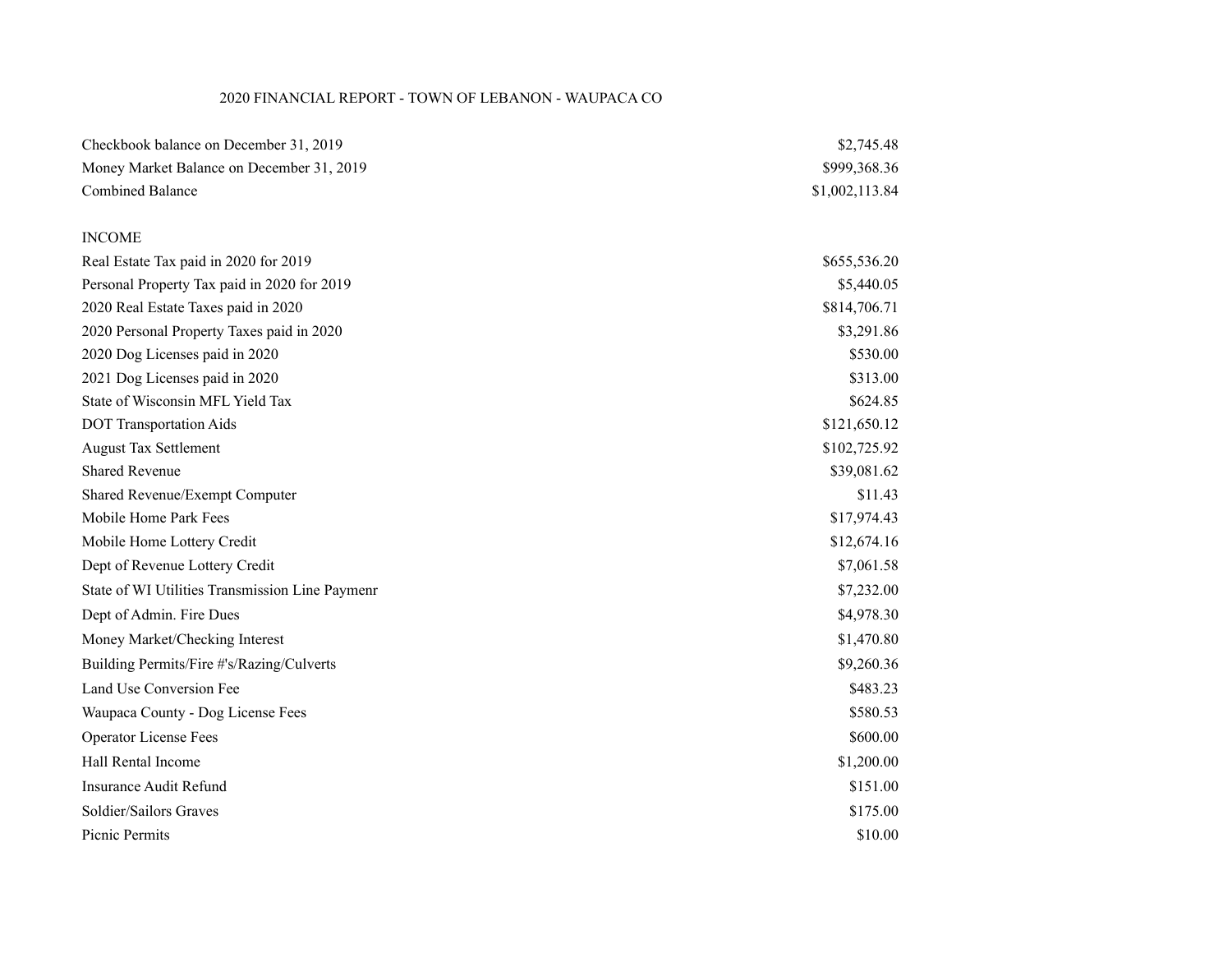# 2020 FINANCIAL REPORT - TOWN OF LEBANON - WAUPACA CO

| | |
|---|---|
| Checkbook balance on December 31, 2019 | $2,745.48 |
| Money Market Balance on December 31, 2019 | $999,368.36 |
| Combined Balance | $1,002,113.84 |

## INCOME

| | |
|---|---|
| Real Estate Tax paid in 2020 for 2019 | $655,536.20 |
| Personal Property Tax paid in 2020 for 2019 | $5,440.05 |
| 2020 Real Estate Taxes paid in 2020 | $814,706.71 |
| 2020 Personal Property Taxes paid in 2020 | $3,291.86 |
| 2020 Dog Licenses paid in 2020 | $530.00 |
| 2021 Dog Licenses paid in 2020 | $313.00 |
| State of Wisconsin MFL Yield Tax | $624.85 |
| DOT Transportation Aids | $121,650.12 |
| August Tax Settlement | $102,725.92 |
| Shared Revenue | $39,081.62 |
| Shared Revenue/Exempt Computer | $11.43 |
| Mobile Home Park Fees | $17,974.43 |
| Mobile Home Lottery Credit | $12,674.16 |
| Dept of Revenue Lottery Credit | $7,061.58 |
| State of WI Utilities Transmission Line Paymenr | $7,232.00 |
| Dept of Admin. Fire Dues | $4,978.30 |
| Money Market/Checking Interest | $1,470.80 |
| Building Permits/Fire #'s/Razing/Culverts | $9,260.36 |
| Land Use Conversion Fee | $483.23 |
| Waupaca County - Dog License Fees | $580.53 |
| Operator License Fees | $600.00 |
| Hall Rental Income | $1,200.00 |
| Insurance Audit Refund | $151.00 |
| Soldier/Sailors Graves | $175.00 |
| Picnic Permits | $10.00 |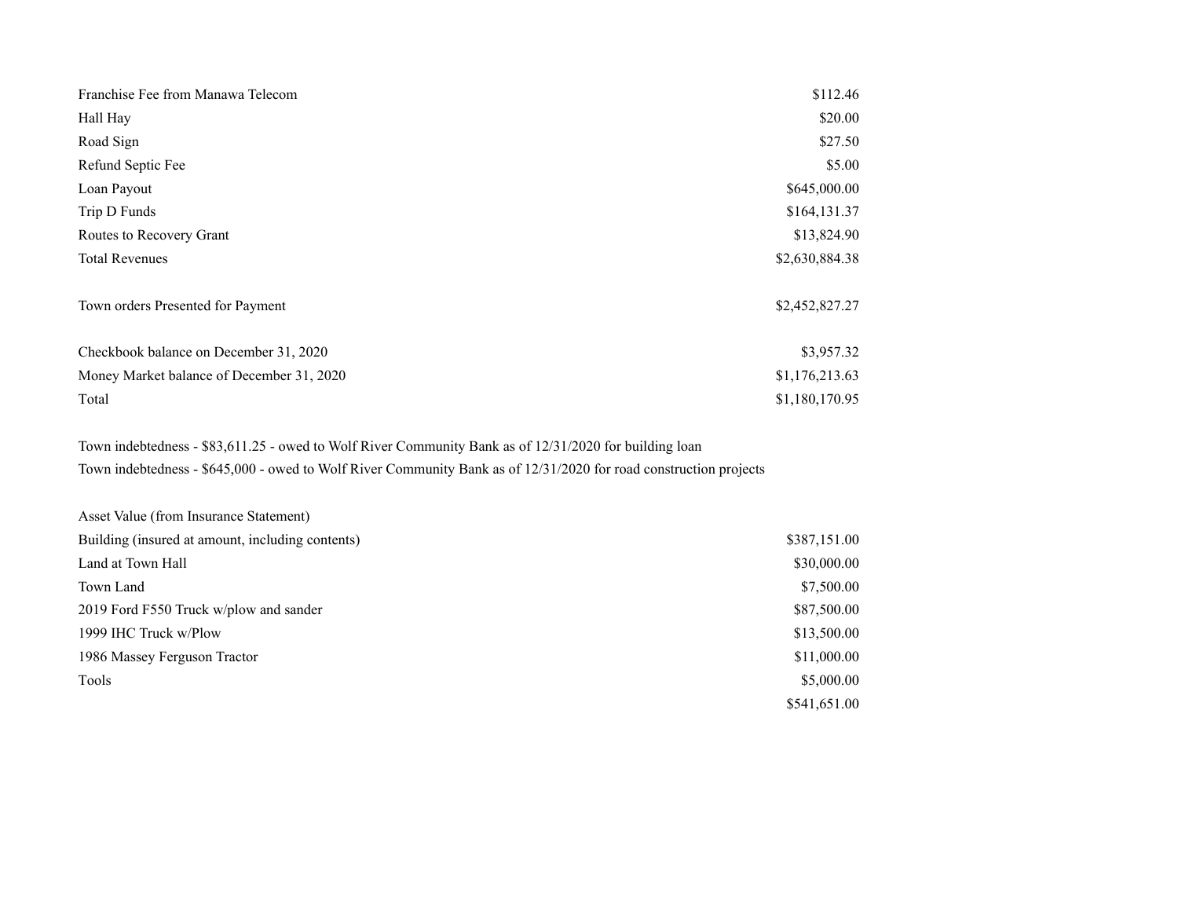| | |
|---|---|
| Franchise Fee from Manawa Telecom | $112.46 |
| Hall Hay | $20.00 |
| Road Sign | $27.50 |
| Refund Septic Fee | $5.00 |
| Loan Payout | $645,000.00 |
| Trip D Funds | $164,131.37 |
| Routes to Recovery Grant | $13,824.90 |
| Total Revenues | $2,630,884.38 |

| | |
|---|---|
| Town orders Presented for Payment | $2,452,827.27 |

| | |
|---|---|
| Checkbook balance on December 31, 2020 | $3,957.32 |
| Money Market balance of December 31, 2020 | $1,176,213.63 |
| Total | $1,180,170.95 |

Town indebtedness - $83,611.25 - owed to Wolf River Community Bank as of 12/31/2020 for building loan

Town indebtedness - $645,000 - owed to Wolf River Community Bank as of 12/31/2020 for road construction projects

| Asset Value (from Insurance Statement) | |
|---|---|
| Building (insured at amount, including contents) | $387,151.00 |
| Land at Town Hall | $30,000.00 |
| Town Land | $7,500.00 |
| 2019 Ford F550 Truck w/plow and sander | $87,500.00 |
| 1999 IHC Truck w/Plow | $13,500.00 |
| 1986 Massey Ferguson Tractor | $11,000.00 |
| Tools | $5,000.00 |
| | $541,651.00 |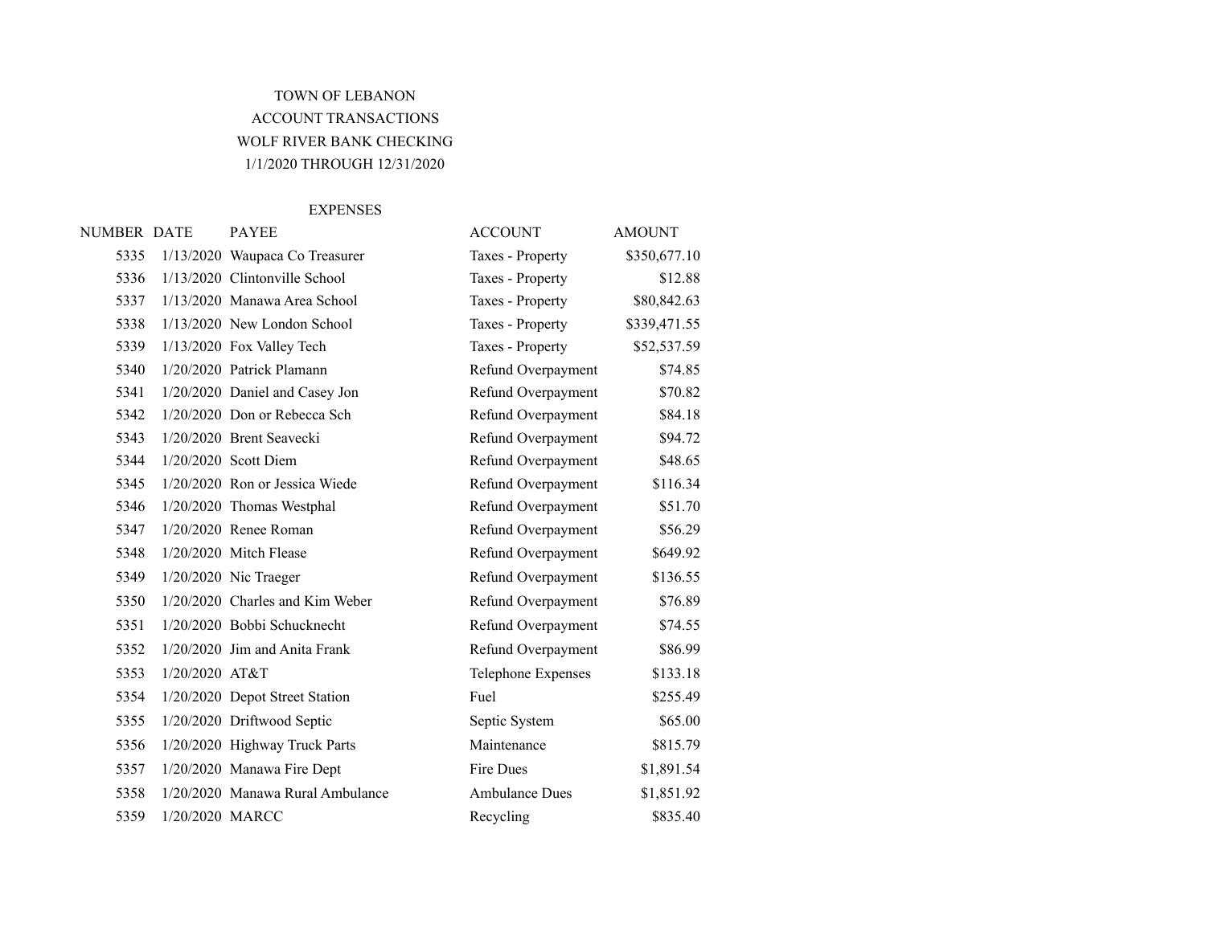TOWN OF LEBANON

ACCOUNT TRANSACTIONS

WOLF RIVER BANK CHECKING

1/1/2020 THROUGH 12/31/2020

EXPENSES

| NUMBER | DATE | PAYEE | ACCOUNT | AMOUNT |
|---|---|---|---|---|
| 5335 | 1/13/2020 | Waupaca Co Treasurer | Taxes - Property | $350,677.10 |
| 5336 | 1/13/2020 | Clintonville School | Taxes - Property | $12.88 |
| 5337 | 1/13/2020 | Manawa Area School | Taxes - Property | $80,842.63 |
| 5338 | 1/13/2020 | New London School | Taxes - Property | $339,471.55 |
| 5339 | 1/13/2020 | Fox Valley Tech | Taxes - Property | $52,537.59 |
| 5340 | 1/20/2020 | Patrick Plamann | Refund Overpayment | $74.85 |
| 5341 | 1/20/2020 | Daniel and Casey Jon | Refund Overpayment | $70.82 |
| 5342 | 1/20/2020 | Don or Rebecca Sch | Refund Overpayment | $84.18 |
| 5343 | 1/20/2020 | Brent Seavecki | Refund Overpayment | $94.72 |
| 5344 | 1/20/2020 | Scott Diem | Refund Overpayment | $48.65 |
| 5345 | 1/20/2020 | Ron or Jessica Wiede | Refund Overpayment | $116.34 |
| 5346 | 1/20/2020 | Thomas Westphal | Refund Overpayment | $51.70 |
| 5347 | 1/20/2020 | Renee Roman | Refund Overpayment | $56.29 |
| 5348 | 1/20/2020 | Mitch Flease | Refund Overpayment | $649.92 |
| 5349 | 1/20/2020 | Nic Traeger | Refund Overpayment | $136.55 |
| 5350 | 1/20/2020 | Charles and Kim Weber | Refund Overpayment | $76.89 |
| 5351 | 1/20/2020 | Bobbi Schucknecht | Refund Overpayment | $74.55 |
| 5352 | 1/20/2020 | Jim and Anita Frank | Refund Overpayment | $86.99 |
| 5353 | 1/20/2020 | AT&T | Telephone Expenses | $133.18 |
| 5354 | 1/20/2020 | Depot Street Station | Fuel | $255.49 |
| 5355 | 1/20/2020 | Driftwood Septic | Septic System | $65.00 |
| 5356 | 1/20/2020 | Highway Truck Parts | Maintenance | $815.79 |
| 5357 | 1/20/2020 | Manawa Fire Dept | Fire Dues | $1,891.54 |
| 5358 | 1/20/2020 | Manawa Rural Ambulance | Ambulance Dues | $1,851.92 |
| 5359 | 1/20/2020 | MARCC | Recycling | $835.40 |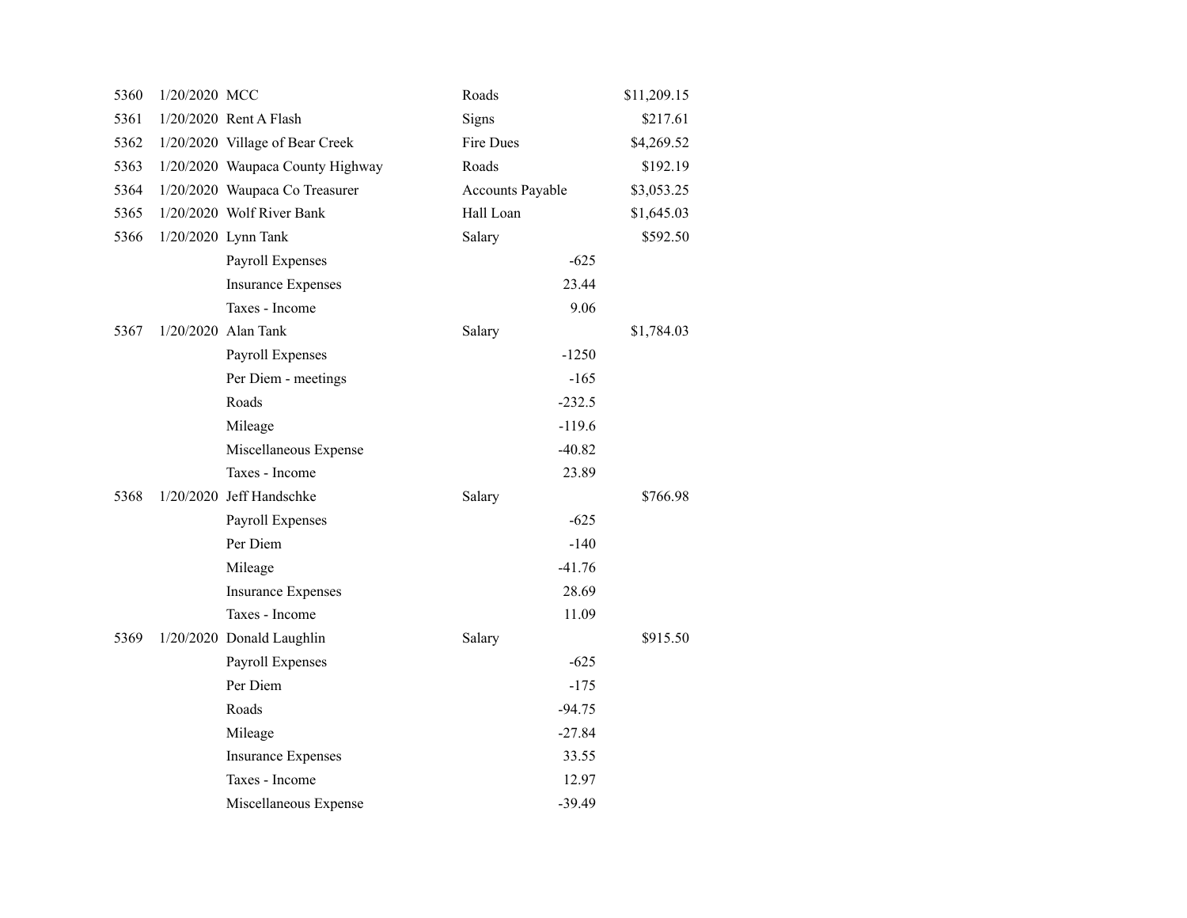| | | | | | |
|---|---|---|---|---|---|
| 5360 | 1/20/2020 | MCC | Roads | | $11,209.15 |
| 5361 | 1/20/2020 | Rent A Flash | Signs | | $217.61 |
| 5362 | 1/20/2020 | Village of Bear Creek | Fire Dues | | $4,269.52 |
| 5363 | 1/20/2020 | Waupaca County Highway | Roads | | $192.19 |
| 5364 | 1/20/2020 | Waupaca Co Treasurer | Accounts Payable | | $3,053.25 |
| 5365 | 1/20/2020 | Wolf River Bank | Hall Loan | | $1,645.03 |
| 5366 | 1/20/2020 | Lynn Tank | Salary | | $592.50 |
| | | Payroll Expenses | | -625 | |
| | | Insurance Expenses | | 23.44 | |
| | | Taxes - Income | | 9.06 | |
| 5367 | 1/20/2020 | Alan Tank | Salary | | $1,784.03 |
| | | Payroll Expenses | | -1250 | |
| | | Per Diem - meetings | | -165 | |
| | | Roads | | -232.5 | |
| | | Mileage | | -119.6 | |
| | | Miscellaneous Expense | | -40.82 | |
| | | Taxes - Income | | 23.89 | |
| 5368 | 1/20/2020 | Jeff Handschke | Salary | | $766.98 |
| | | Payroll Expenses | | -625 | |
| | | Per Diem | | -140 | |
| | | Mileage | | -41.76 | |
| | | Insurance Expenses | | 28.69 | |
| | | Taxes - Income | | 11.09 | |
| 5369 | 1/20/2020 | Donald Laughlin | Salary | | $915.50 |
| | | Payroll Expenses | | -625 | |
| | | Per Diem | | -175 | |
| | | Roads | | -94.75 | |
| | | Mileage | | -27.84 | |
| | | Insurance Expenses | | 33.55 | |
| | | Taxes - Income | | 12.97 | |
| | | Miscellaneous Expense | | -39.49 | |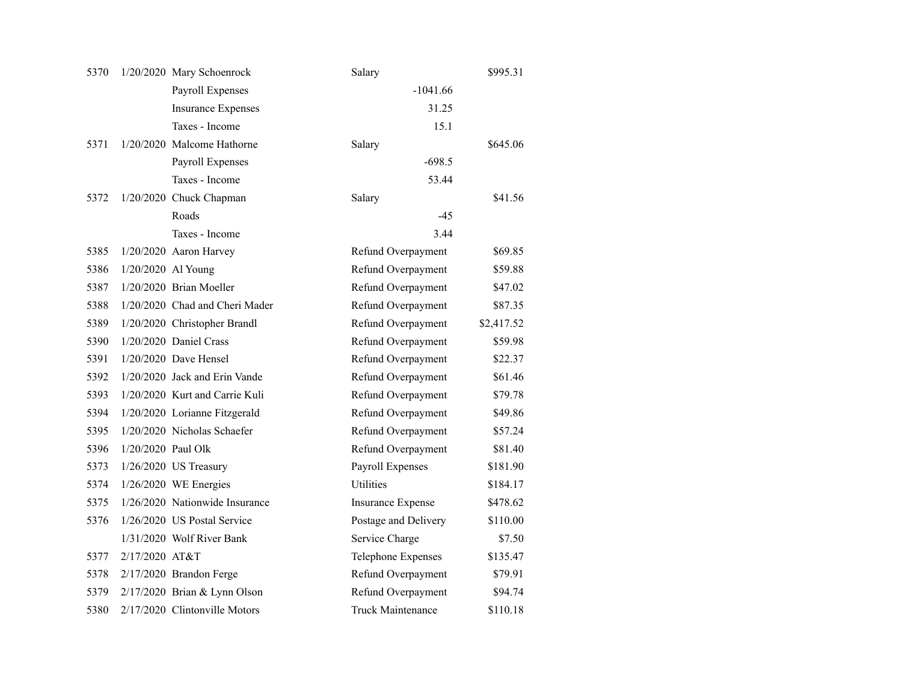| | | | | | |
|---|---|---|---|---|---|
| 5370 | 1/20/2020 | Mary Schoenrock | Salary | | $995.31 |
| | | Payroll Expenses | | -1041.66 | |
| | | Insurance Expenses | | 31.25 | |
| | | Taxes - Income | | 15.1 | |
| 5371 | 1/20/2020 | Malcome Hathorne | Salary | | $645.06 |
| | | Payroll Expenses | | -698.5 | |
| | | Taxes - Income | | 53.44 | |
| 5372 | 1/20/2020 | Chuck Chapman | Salary | | $41.56 |
| | | Roads | | -45 | |
| | | Taxes - Income | | 3.44 | |
| 5385 | 1/20/2020 | Aaron Harvey | Refund Overpayment | | $69.85 |
| 5386 | 1/20/2020 | Al Young | Refund Overpayment | | $59.88 |
| 5387 | 1/20/2020 | Brian Moeller | Refund Overpayment | | $47.02 |
| 5388 | 1/20/2020 | Chad and Cheri Mader | Refund Overpayment | | $87.35 |
| 5389 | 1/20/2020 | Christopher Brandl | Refund Overpayment | | $2,417.52 |
| 5390 | 1/20/2020 | Daniel Crass | Refund Overpayment | | $59.98 |
| 5391 | 1/20/2020 | Dave Hensel | Refund Overpayment | | $22.37 |
| 5392 | 1/20/2020 | Jack and Erin Vande | Refund Overpayment | | $61.46 |
| 5393 | 1/20/2020 | Kurt and Carrie Kuli | Refund Overpayment | | $79.78 |
| 5394 | 1/20/2020 | Lorianne Fitzgerald | Refund Overpayment | | $49.86 |
| 5395 | 1/20/2020 | Nicholas Schaefer | Refund Overpayment | | $57.24 |
| 5396 | 1/20/2020 | Paul Olk | Refund Overpayment | | $81.40 |
| 5373 | 1/26/2020 | US Treasury | Payroll Expenses | | $181.90 |
| 5374 | 1/26/2020 | WE Energies | Utilities | | $184.17 |
| 5375 | 1/26/2020 | Nationwide Insurance | Insurance Expense | | $478.62 |
| 5376 | 1/26/2020 | US Postal Service | Postage and Delivery | | $110.00 |
| | 1/31/2020 | Wolf River Bank | Service Charge | | $7.50 |
| 5377 | 2/17/2020 | AT&T | Telephone Expenses | | $135.47 |
| 5378 | 2/17/2020 | Brandon Ferge | Refund Overpayment | | $79.91 |
| 5379 | 2/17/2020 | Brian & Lynn Olson | Refund Overpayment | | $94.74 |
| 5380 | 2/17/2020 | Clintonville Motors | Truck Maintenance | | $110.18 |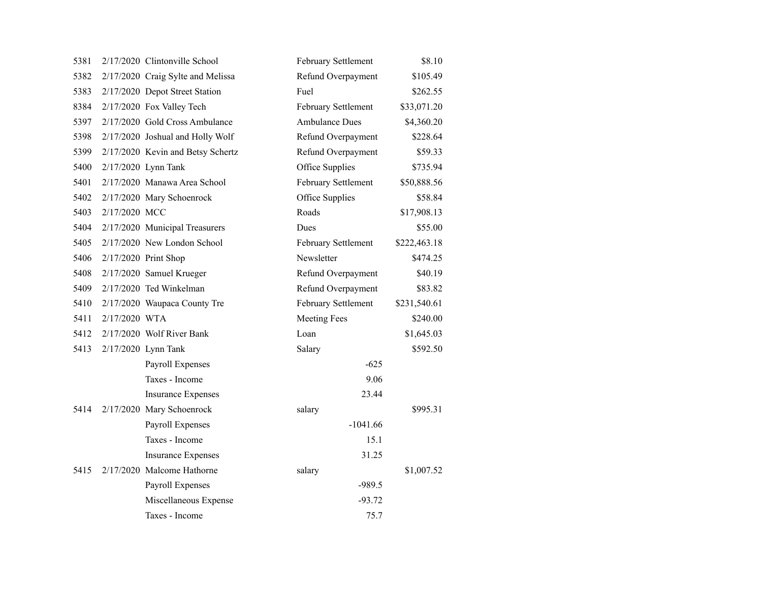| | | | | | |
|---|---|---|---|---|---|
| 5381 | 2/17/2020 | Clintonville School | February Settlement | | $8.10 |
| 5382 | 2/17/2020 | Craig Sylte and Melissa | Refund Overpayment | | $105.49 |
| 5383 | 2/17/2020 | Depot Street Station | Fuel | | $262.55 |
| 8384 | 2/17/2020 | Fox Valley Tech | February Settlement | | $33,071.20 |
| 5397 | 2/17/2020 | Gold Cross Ambulance | Ambulance Dues | | $4,360.20 |
| 5398 | 2/17/2020 | Joshual and Holly Wolf | Refund Overpayment | | $228.64 |
| 5399 | 2/17/2020 | Kevin and Betsy Schertz | Refund Overpayment | | $59.33 |
| 5400 | 2/17/2020 | Lynn Tank | Office Supplies | | $735.94 |
| 5401 | 2/17/2020 | Manawa Area School | February Settlement | | $50,888.56 |
| 5402 | 2/17/2020 | Mary Schoenrock | Office Supplies | | $58.84 |
| 5403 | 2/17/2020 | MCC | Roads | | $17,908.13 |
| 5404 | 2/17/2020 | Municipal Treasurers | Dues | | $55.00 |
| 5405 | 2/17/2020 | New London School | February Settlement | | $222,463.18 |
| 5406 | 2/17/2020 | Print Shop | Newsletter | | $474.25 |
| 5408 | 2/17/2020 | Samuel Krueger | Refund Overpayment | | $40.19 |
| 5409 | 2/17/2020 | Ted Winkelman | Refund Overpayment | | $83.82 |
| 5410 | 2/17/2020 | Waupaca County Tre | February Settlement | | $231,540.61 |
| 5411 | 2/17/2020 | WTA | Meeting Fees | | $240.00 |
| 5412 | 2/17/2020 | Wolf River Bank | Loan | | $1,645.03 |
| 5413 | 2/17/2020 | Lynn Tank | Salary | | $592.50 |
| | | Payroll Expenses | | -625 | |
| | | Taxes - Income | | 9.06 | |
| | | Insurance Expenses | | 23.44 | |
| 5414 | 2/17/2020 | Mary Schoenrock | salary | | $995.31 |
| | | Payroll Expenses | | -1041.66 | |
| | | Taxes - Income | | 15.1 | |
| | | Insurance Expenses | | 31.25 | |
| 5415 | 2/17/2020 | Malcome Hathorne | salary | | $1,007.52 |
| | | Payroll Expenses | | -989.5 | |
| | | Miscellaneous Expense | | -93.72 | |
| | | Taxes - Income | | 75.7 | |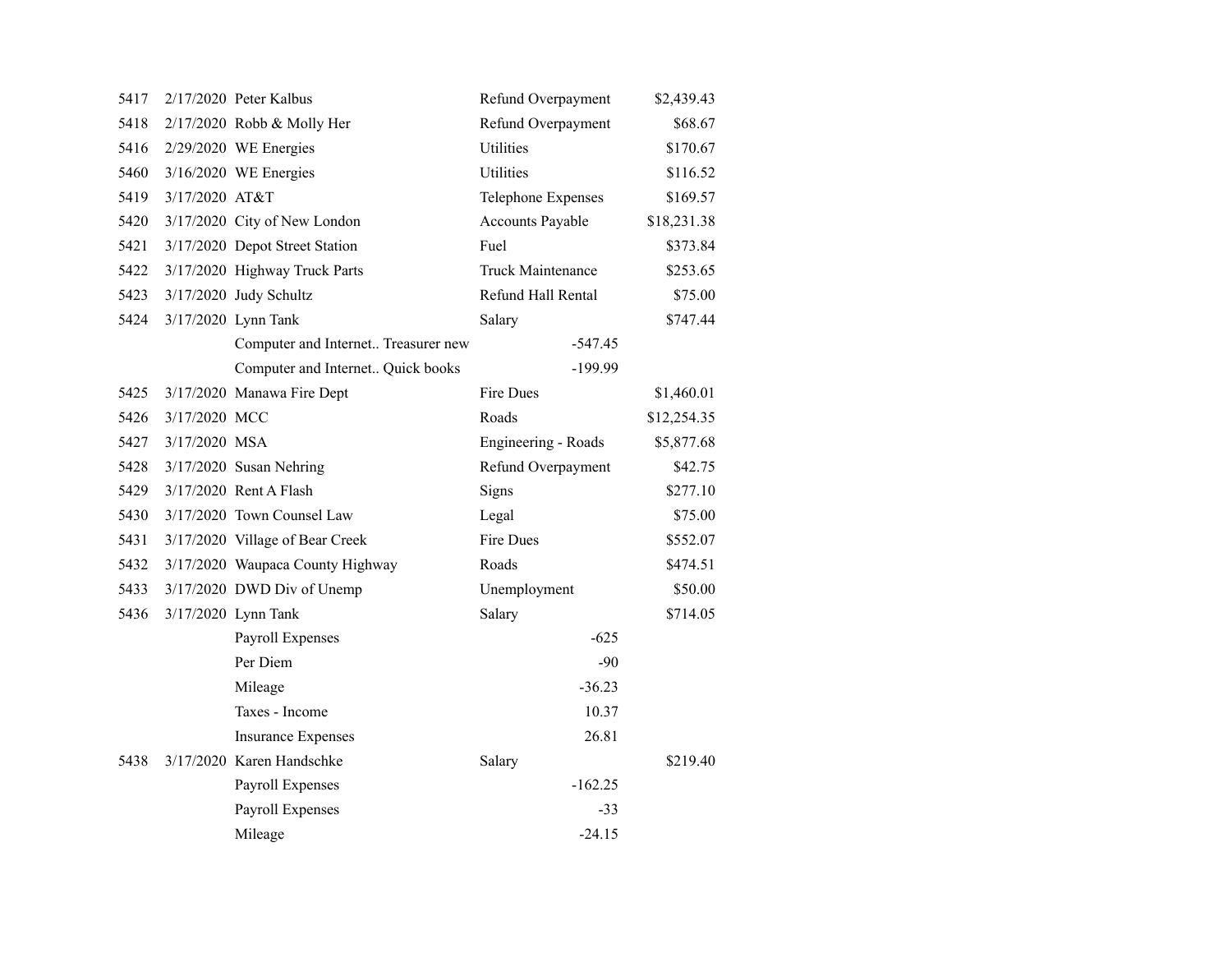| | | | | |
|---|---|---|---|---|
| 5417 | 2/17/2020 | Peter Kalbus | Refund Overpayment | $2,439.43 |
| 5418 | 2/17/2020 | Robb & Molly Her | Refund Overpayment | $68.67 |
| 5416 | 2/29/2020 | WE Energies | Utilities | $170.67 |
| 5460 | 3/16/2020 | WE Energies | Utilities | $116.52 |
| 5419 | 3/17/2020 | AT&T | Telephone Expenses | $169.57 |
| 5420 | 3/17/2020 | City of New London | Accounts Payable | $18,231.38 |
| 5421 | 3/17/2020 | Depot Street Station | Fuel | $373.84 |
| 5422 | 3/17/2020 | Highway Truck Parts | Truck Maintenance | $253.65 |
| 5423 | 3/17/2020 | Judy Schultz | Refund Hall Rental | $75.00 |
| 5424 | 3/17/2020 | Lynn Tank | Salary | $747.44 |
| | | Computer and Internet.. Treasurer new | -547.45 | |
| | | Computer and Internet.. Quick books | -199.99 | |
| 5425 | 3/17/2020 | Manawa Fire Dept | Fire Dues | $1,460.01 |
| 5426 | 3/17/2020 | MCC | Roads | $12,254.35 |
| 5427 | 3/17/2020 | MSA | Engineering - Roads | $5,877.68 |
| 5428 | 3/17/2020 | Susan Nehring | Refund Overpayment | $42.75 |
| 5429 | 3/17/2020 | Rent A Flash | Signs | $277.10 |
| 5430 | 3/17/2020 | Town Counsel Law | Legal | $75.00 |
| 5431 | 3/17/2020 | Village of Bear Creek | Fire Dues | $552.07 |
| 5432 | 3/17/2020 | Waupaca County Highway | Roads | $474.51 |
| 5433 | 3/17/2020 | DWD Div of Unemp | Unemployment | $50.00 |
| 5436 | 3/17/2020 | Lynn Tank | Salary | $714.05 |
| | | Payroll Expenses | -625 | |
| | | Per Diem | -90 | |
| | | Mileage | -36.23 | |
| | | Taxes - Income | 10.37 | |
| | | Insurance Expenses | 26.81 | |
| 5438 | 3/17/2020 | Karen Handschke | Salary | $219.40 |
| | | Payroll Expenses | -162.25 | |
| | | Payroll Expenses | -33 | |
| | | Mileage | -24.15 | |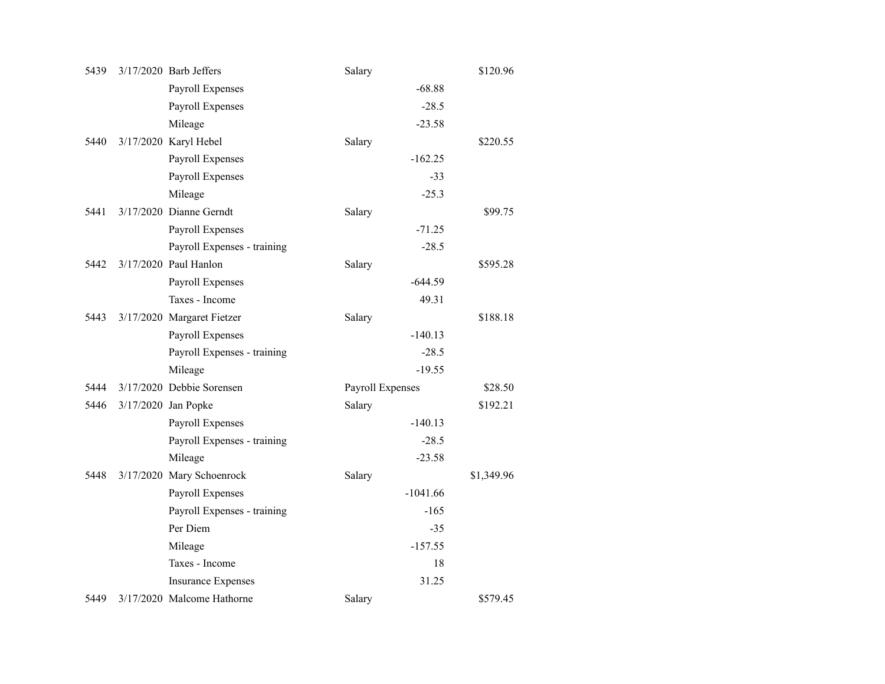| | | | | | |
|---|---|---|---|---|---|
| 5439 | 3/17/2020 | Barb Jeffers | Salary | | $120.96 |
| | | Payroll Expenses | | -68.88 | |
| | | Payroll Expenses | | -28.5 | |
| | | Mileage | | -23.58 | |
| 5440 | 3/17/2020 | Karyl Hebel | Salary | | $220.55 |
| | | Payroll Expenses | | -162.25 | |
| | | Payroll Expenses | | -33 | |
| | | Mileage | | -25.3 | |
| 5441 | 3/17/2020 | Dianne Gerndt | Salary | | $99.75 |
| | | Payroll Expenses | | -71.25 | |
| | | Payroll Expenses - training | | -28.5 | |
| 5442 | 3/17/2020 | Paul Hanlon | Salary | | $595.28 |
| | | Payroll Expenses | | -644.59 | |
| | | Taxes - Income | | 49.31 | |
| 5443 | 3/17/2020 | Margaret Fietzer | Salary | | $188.18 |
| | | Payroll Expenses | | -140.13 | |
| | | Payroll Expenses - training | | -28.5 | |
| | | Mileage | | -19.55 | |
| 5444 | 3/17/2020 | Debbie Sorensen | Payroll Expenses | | $28.50 |
| 5446 | 3/17/2020 | Jan Popke | Salary | | $192.21 |
| | | Payroll Expenses | | -140.13 | |
| | | Payroll Expenses - training | | -28.5 | |
| | | Mileage | | -23.58 | |
| 5448 | 3/17/2020 | Mary Schoenrock | Salary | | $1,349.96 |
| | | Payroll Expenses | | -1041.66 | |
| | | Payroll Expenses - training | | -165 | |
| | | Per Diem | | -35 | |
| | | Mileage | | -157.55 | |
| | | Taxes - Income | | 18 | |
| | | Insurance Expenses | | 31.25 | |
| 5449 | 3/17/2020 | Malcome Hathorne | Salary | | $579.45 |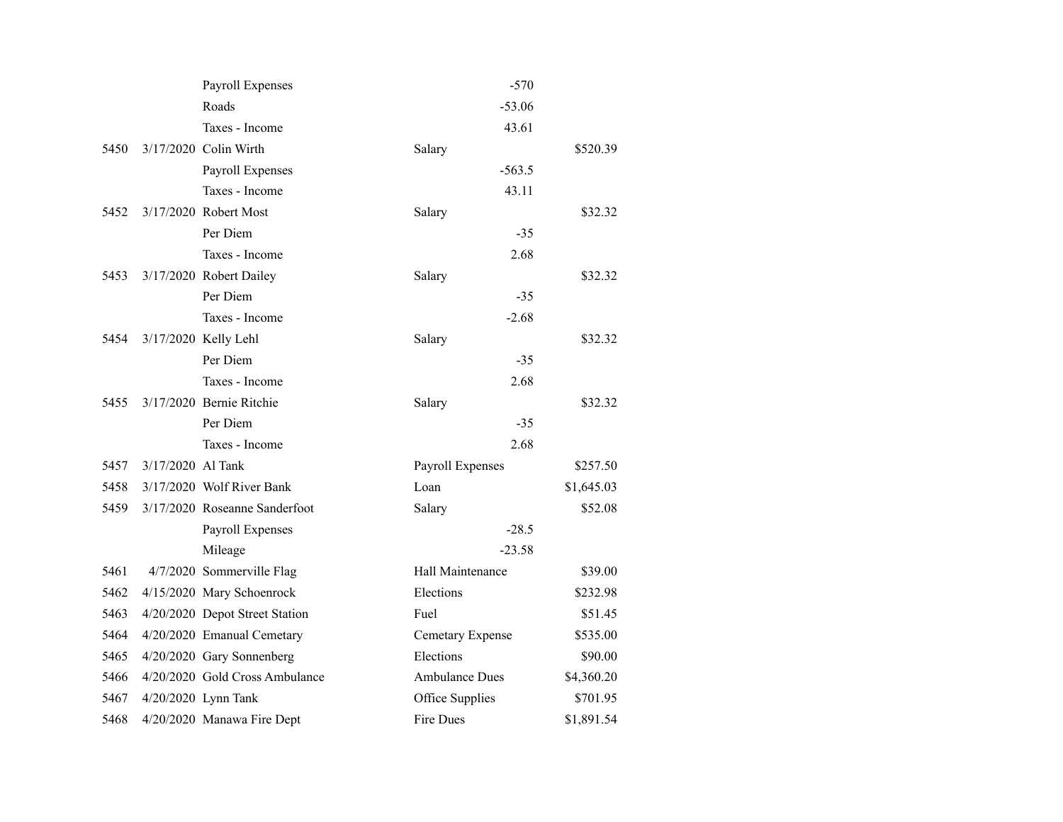| | | | | | |
|---|---|---|---|---|---|
| | | Payroll Expenses | | -570 | |
| | | Roads | | -53.06 | |
| | | Taxes - Income | | 43.61 | |
| 5450 | 3/17/2020 | Colin Wirth | Salary | | $520.39 |
| | | Payroll Expenses | | -563.5 | |
| | | Taxes - Income | | 43.11 | |
| 5452 | 3/17/2020 | Robert Most | Salary | | $32.32 |
| | | Per Diem | | -35 | |
| | | Taxes - Income | | 2.68 | |
| 5453 | 3/17/2020 | Robert Dailey | Salary | | $32.32 |
| | | Per Diem | | -35 | |
| | | Taxes - Income | | -2.68 | |
| 5454 | 3/17/2020 | Kelly Lehl | Salary | | $32.32 |
| | | Per Diem | | -35 | |
| | | Taxes - Income | | 2.68 | |
| 5455 | 3/17/2020 | Bernie Ritchie | Salary | | $32.32 |
| | | Per Diem | | -35 | |
| | | Taxes - Income | | 2.68 | |
| 5457 | 3/17/2020 | Al Tank | Payroll Expenses | | $257.50 |
| 5458 | 3/17/2020 | Wolf River Bank | Loan | | $1,645.03 |
| 5459 | 3/17/2020 | Roseanne Sanderfoot | Salary | | $52.08 |
| | | Payroll Expenses | | -28.5 | |
| | | Mileage | | -23.58 | |
| 5461 | 4/7/2020 | Sommerville Flag | Hall Maintenance | | $39.00 |
| 5462 | 4/15/2020 | Mary Schoenrock | Elections | | $232.98 |
| 5463 | 4/20/2020 | Depot Street Station | Fuel | | $51.45 |
| 5464 | 4/20/2020 | Emanual Cemetary | Cemetary Expense | | $535.00 |
| 5465 | 4/20/2020 | Gary Sonnenberg | Elections | | $90.00 |
| 5466 | 4/20/2020 | Gold Cross Ambulance | Ambulance Dues | | $4,360.20 |
| 5467 | 4/20/2020 | Lynn Tank | Office Supplies | | $701.95 |
| 5468 | 4/20/2020 | Manawa Fire Dept | Fire Dues | | $1,891.54 |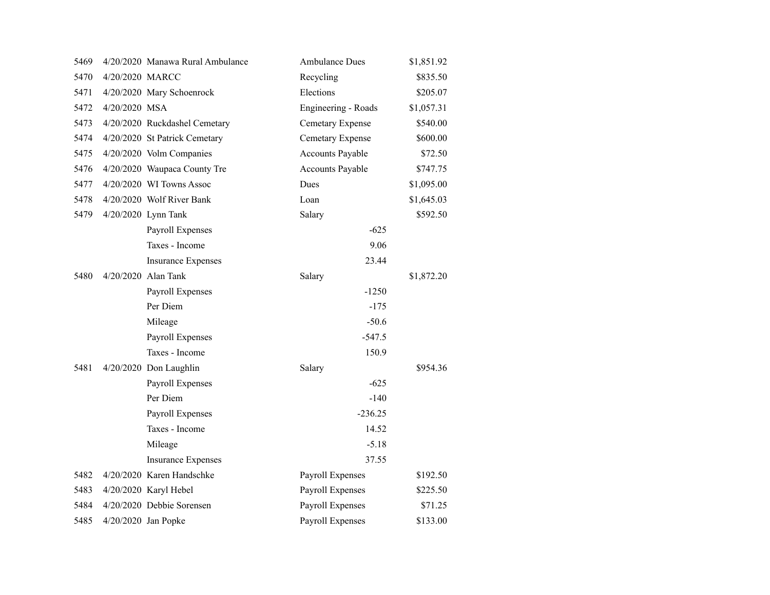| | | | | | |
|---|---|---|---|---|---|
| 5469 | 4/20/2020 | Manawa Rural Ambulance | Ambulance Dues | | $1,851.92 |
| 5470 | 4/20/2020 | MARCC | Recycling | | $835.50 |
| 5471 | 4/20/2020 | Mary Schoenrock | Elections | | $205.07 |
| 5472 | 4/20/2020 | MSA | Engineering - Roads | | $1,057.31 |
| 5473 | 4/20/2020 | Ruckdashel Cemetary | Cemetary Expense | | $540.00 |
| 5474 | 4/20/2020 | St Patrick Cemetary | Cemetary Expense | | $600.00 |
| 5475 | 4/20/2020 | Volm Companies | Accounts Payable | | $72.50 |
| 5476 | 4/20/2020 | Waupaca County Tre | Accounts Payable | | $747.75 |
| 5477 | 4/20/2020 | WI Towns Assoc | Dues | | $1,095.00 |
| 5478 | 4/20/2020 | Wolf River Bank | Loan | | $1,645.03 |
| 5479 | 4/20/2020 | Lynn Tank | Salary | | $592.50 |
| | | Payroll Expenses | | -625 | |
| | | Taxes - Income | | 9.06 | |
| | | Insurance Expenses | | 23.44 | |
| 5480 | 4/20/2020 | Alan Tank | Salary | | $1,872.20 |
| | | Payroll Expenses | | -1250 | |
| | | Per Diem | | -175 | |
| | | Mileage | | -50.6 | |
| | | Payroll Expenses | | -547.5 | |
| | | Taxes - Income | | 150.9 | |
| 5481 | 4/20/2020 | Don Laughlin | Salary | | $954.36 |
| | | Payroll Expenses | | -625 | |
| | | Per Diem | | -140 | |
| | | Payroll Expenses | | -236.25 | |
| | | Taxes - Income | | 14.52 | |
| | | Mileage | | -5.18 | |
| | | Insurance Expenses | | 37.55 | |
| 5482 | 4/20/2020 | Karen Handschke | Payroll Expenses | | $192.50 |
| 5483 | 4/20/2020 | Karyl Hebel | Payroll Expenses | | $225.50 |
| 5484 | 4/20/2020 | Debbie Sorensen | Payroll Expenses | | $71.25 |
| 5485 | 4/20/2020 | Jan Popke | Payroll Expenses | | $133.00 |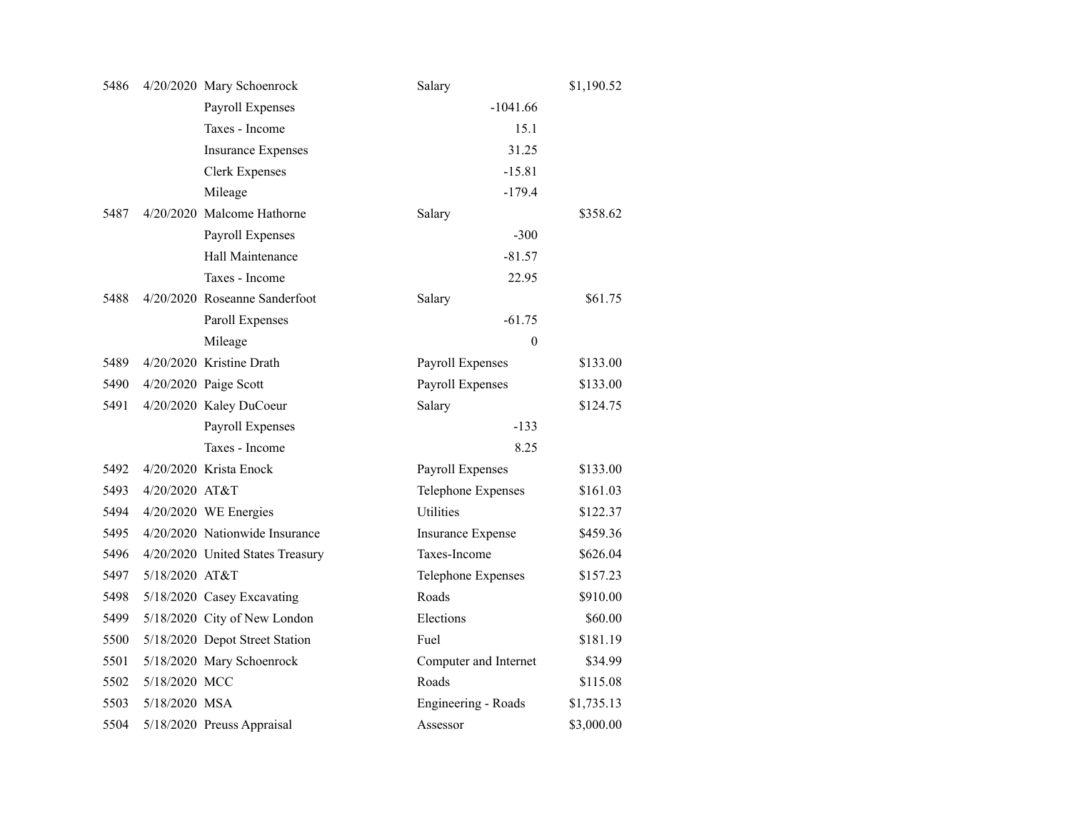| | | | | | |
|---|---|---|---|---|---|
| 5486 | 4/20/2020 | Mary Schoenrock | Salary | | $1,190.52 |
| | | Payroll Expenses | | -1041.66 | |
| | | Taxes - Income | | 15.1 | |
| | | Insurance Expenses | | 31.25 | |
| | | Clerk Expenses | | -15.81 | |
| | | Mileage | | -179.4 | |
| 5487 | 4/20/2020 | Malcome Hathorne | Salary | | $358.62 |
| | | Payroll Expenses | | -300 | |
| | | Hall Maintenance | | -81.57 | |
| | | Taxes - Income | | 22.95 | |
| 5488 | 4/20/2020 | Roseanne Sanderfoot | Salary | | $61.75 |
| | | Paroll Expenses | | -61.75 | |
| | | Mileage | | 0 | |
| 5489 | 4/20/2020 | Kristine Drath | Payroll Expenses | | $133.00 |
| 5490 | 4/20/2020 | Paige Scott | Payroll Expenses | | $133.00 |
| 5491 | 4/20/2020 | Kaley DuCoeur | Salary | | $124.75 |
| | | Payroll Expenses | | -133 | |
| | | Taxes - Income | | 8.25 | |
| 5492 | 4/20/2020 | Krista Enock | Payroll Expenses | | $133.00 |
| 5493 | 4/20/2020 | AT&T | Telephone Expenses | | $161.03 |
| 5494 | 4/20/2020 | WE Energies | Utilities | | $122.37 |
| 5495 | 4/20/2020 | Nationwide Insurance | Insurance Expense | | $459.36 |
| 5496 | 4/20/2020 | United States Treasury | Taxes-Income | | $626.04 |
| 5497 | 5/18/2020 | AT&T | Telephone Expenses | | $157.23 |
| 5498 | 5/18/2020 | Casey Excavating | Roads | | $910.00 |
| 5499 | 5/18/2020 | City of New London | Elections | | $60.00 |
| 5500 | 5/18/2020 | Depot Street Station | Fuel | | $181.19 |
| 5501 | 5/18/2020 | Mary Schoenrock | Computer and Internet | | $34.99 |
| 5502 | 5/18/2020 | MCC | Roads | | $115.08 |
| 5503 | 5/18/2020 | MSA | Engineering - Roads | | $1,735.13 |
| 5504 | 5/18/2020 | Preuss Appraisal | Assessor | | $3,000.00 |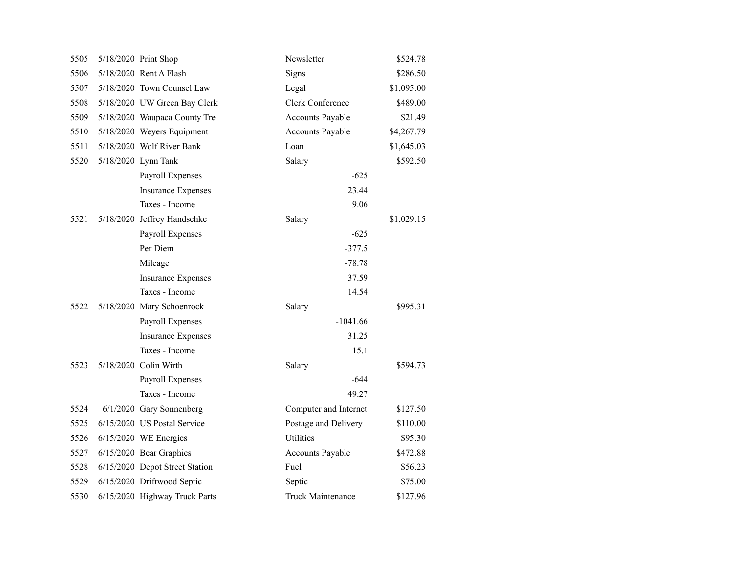| | | | | |
|---|---|---|---|---|
| 5505 | 5/18/2020 | Print Shop | Newsletter | $524.78 |
| 5506 | 5/18/2020 | Rent A Flash | Signs | $286.50 |
| 5507 | 5/18/2020 | Town Counsel Law | Legal | $1,095.00 |
| 5508 | 5/18/2020 | UW Green Bay Clerk | Clerk Conference | $489.00 |
| 5509 | 5/18/2020 | Waupaca County Tre | Accounts Payable | $21.49 |
| 5510 | 5/18/2020 | Weyers Equipment | Accounts Payable | $4,267.79 |
| 5511 | 5/18/2020 | Wolf River Bank | Loan | $1,645.03 |
| 5520 | 5/18/2020 | Lynn Tank | Salary | $592.50 |
| | | Payroll Expenses | -625 | |
| | | Insurance Expenses | 23.44 | |
| | | Taxes - Income | 9.06 | |
| 5521 | 5/18/2020 | Jeffrey Handschke | Salary | $1,029.15 |
| | | Payroll Expenses | -625 | |
| | | Per Diem | -377.5 | |
| | | Mileage | -78.78 | |
| | | Insurance Expenses | 37.59 | |
| | | Taxes - Income | 14.54 | |
| 5522 | 5/18/2020 | Mary Schoenrock | Salary | $995.31 |
| | | Payroll Expenses | -1041.66 | |
| | | Insurance Expenses | 31.25 | |
| | | Taxes - Income | 15.1 | |
| 5523 | 5/18/2020 | Colin Wirth | Salary | $594.73 |
| | | Payroll Expenses | -644 | |
| | | Taxes - Income | 49.27 | |
| 5524 | 6/1/2020 | Gary Sonnenberg | Computer and Internet | $127.50 |
| 5525 | 6/15/2020 | US Postal Service | Postage and Delivery | $110.00 |
| 5526 | 6/15/2020 | WE Energies | Utilities | $95.30 |
| 5527 | 6/15/2020 | Bear Graphics | Accounts Payable | $472.88 |
| 5528 | 6/15/2020 | Depot Street Station | Fuel | $56.23 |
| 5529 | 6/15/2020 | Driftwood Septic | Septic | $75.00 |
| 5530 | 6/15/2020 | Highway Truck Parts | Truck Maintenance | $127.96 |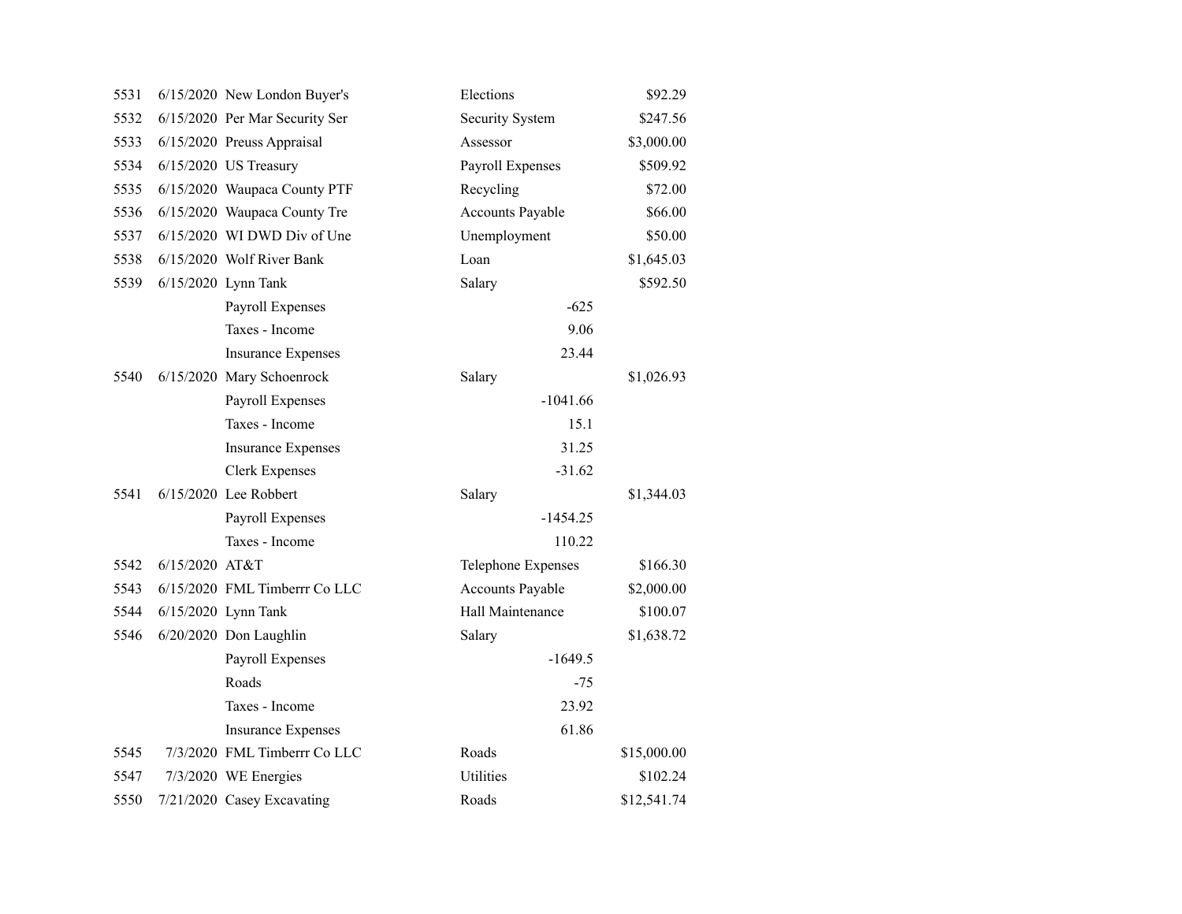| | | | | | |
|---|---|---|---|---|---|
| 5531 | 6/15/2020 | New London Buyer's | Elections | | $92.29 |
| 5532 | 6/15/2020 | Per Mar Security Ser | Security System | | $247.56 |
| 5533 | 6/15/2020 | Preuss Appraisal | Assessor | | $3,000.00 |
| 5534 | 6/15/2020 | US Treasury | Payroll Expenses | | $509.92 |
| 5535 | 6/15/2020 | Waupaca County PTF | Recycling | | $72.00 |
| 5536 | 6/15/2020 | Waupaca County Tre | Accounts Payable | | $66.00 |
| 5537 | 6/15/2020 | WI DWD Div of Une | Unemployment | | $50.00 |
| 5538 | 6/15/2020 | Wolf River Bank | Loan | | $1,645.03 |
| 5539 | 6/15/2020 | Lynn Tank | Salary | | $592.50 |
| | | Payroll Expenses | | -625 | |
| | | Taxes - Income | | 9.06 | |
| | | Insurance Expenses | | 23.44 | |
| 5540 | 6/15/2020 | Mary Schoenrock | Salary | | $1,026.93 |
| | | Payroll Expenses | | -1041.66 | |
| | | Taxes - Income | | 15.1 | |
| | | Insurance Expenses | | 31.25 | |
| | | Clerk Expenses | | -31.62 | |
| 5541 | 6/15/2020 | Lee Robbert | Salary | | $1,344.03 |
| | | Payroll Expenses | | -1454.25 | |
| | | Taxes - Income | | 110.22 | |
| 5542 | 6/15/2020 | AT&T | Telephone Expenses | | $166.30 |
| 5543 | 6/15/2020 | FML Timberrr Co LLC | Accounts Payable | | $2,000.00 |
| 5544 | 6/15/2020 | Lynn Tank | Hall Maintenance | | $100.07 |
| 5546 | 6/20/2020 | Don Laughlin | Salary | | $1,638.72 |
| | | Payroll Expenses | | -1649.5 | |
| | | Roads | | -75 | |
| | | Taxes - Income | | 23.92 | |
| | | Insurance Expenses | | 61.86 | |
| 5545 | 7/3/2020 | FML Timberrr Co LLC | Roads | | $15,000.00 |
| 5547 | 7/3/2020 | WE Energies | Utilities | | $102.24 |
| 5550 | 7/21/2020 | Casey Excavating | Roads | | $12,541.74 |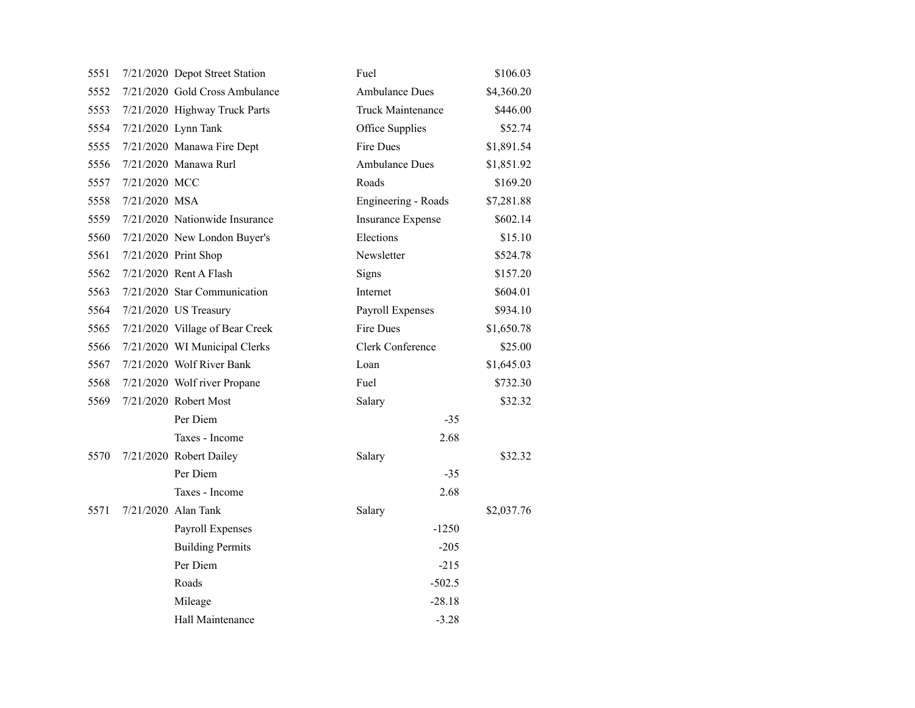| | | | | | |
|---|---|---|---|---|---|
| 5551 | 7/21/2020 | Depot Street Station | Fuel | | $106.03 |
| 5552 | 7/21/2020 | Gold Cross Ambulance | Ambulance Dues | | $4,360.20 |
| 5553 | 7/21/2020 | Highway Truck Parts | Truck Maintenance | | $446.00 |
| 5554 | 7/21/2020 | Lynn Tank | Office Supplies | | $52.74 |
| 5555 | 7/21/2020 | Manawa Fire Dept | Fire Dues | | $1,891.54 |
| 5556 | 7/21/2020 | Manawa Rurl | Ambulance Dues | | $1,851.92 |
| 5557 | 7/21/2020 | MCC | Roads | | $169.20 |
| 5558 | 7/21/2020 | MSA | Engineering - Roads | | $7,281.88 |
| 5559 | 7/21/2020 | Nationwide Insurance | Insurance Expense | | $602.14 |
| 5560 | 7/21/2020 | New London Buyer's | Elections | | $15.10 |
| 5561 | 7/21/2020 | Print Shop | Newsletter | | $524.78 |
| 5562 | 7/21/2020 | Rent A Flash | Signs | | $157.20 |
| 5563 | 7/21/2020 | Star Communication | Internet | | $604.01 |
| 5564 | 7/21/2020 | US Treasury | Payroll Expenses | | $934.10 |
| 5565 | 7/21/2020 | Village of Bear Creek | Fire Dues | | $1,650.78 |
| 5566 | 7/21/2020 | WI Municipal Clerks | Clerk Conference | | $25.00 |
| 5567 | 7/21/2020 | Wolf River Bank | Loan | | $1,645.03 |
| 5568 | 7/21/2020 | Wolf river Propane | Fuel | | $732.30 |
| 5569 | 7/21/2020 | Robert Most | Salary | | $32.32 |
| | | Per Diem | | -35 | |
| | | Taxes - Income | | 2.68 | |
| 5570 | 7/21/2020 | Robert Dailey | Salary | | $32.32 |
| | | Per Diem | | -35 | |
| | | Taxes - Income | | 2.68 | |
| 5571 | 7/21/2020 | Alan Tank | Salary | | $2,037.76 |
| | | Payroll Expenses | | -1250 | |
| | | Building Permits | | -205 | |
| | | Per Diem | | -215 | |
| | | Roads | | -502.5 | |
| | | Mileage | | -28.18 | |
| | | Hall Maintenance | | -3.28 | |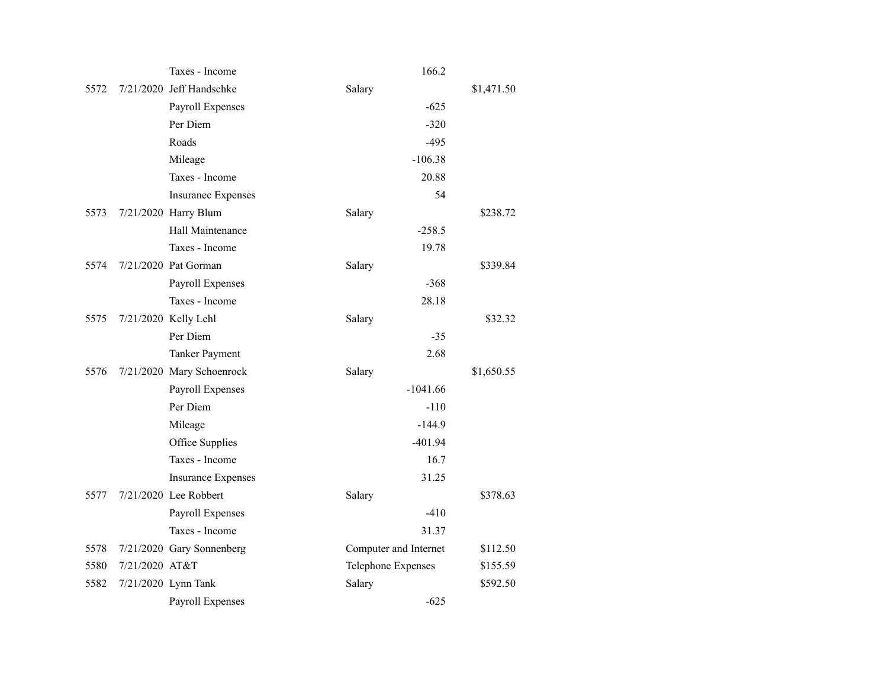| | | | | | |
|---|---|---|---|---|---|
| | | Taxes - Income | | 166.2 | |
| 5572 | 7/21/2020 | Jeff Handschke | Salary | | $1,471.50 |
| | | Payroll Expenses | | -625 | |
| | | Per Diem | | -320 | |
| | | Roads | | -495 | |
| | | Mileage | | -106.38 | |
| | | Taxes - Income | | 20.88 | |
| | | Insuranec Expenses | | 54 | |
| 5573 | 7/21/2020 | Harry Blum | Salary | | $238.72 |
| | | Hall Maintenance | | -258.5 | |
| | | Taxes - Income | | 19.78 | |
| 5574 | 7/21/2020 | Pat Gorman | Salary | | $339.84 |
| | | Payroll Expenses | | -368 | |
| | | Taxes - Income | | 28.18 | |
| 5575 | 7/21/2020 | Kelly Lehl | Salary | | $32.32 |
| | | Per Diem | | -35 | |
| | | Tanker Payment | | 2.68 | |
| 5576 | 7/21/2020 | Mary Schoenrock | Salary | | $1,650.55 |
| | | Payroll Expenses | | -1041.66 | |
| | | Per Diem | | -110 | |
| | | Mileage | | -144.9 | |
| | | Office Supplies | | -401.94 | |
| | | Taxes - Income | | 16.7 | |
| | | Insurance Expenses | | 31.25 | |
| 5577 | 7/21/2020 | Lee Robbert | Salary | | $378.63 |
| | | Payroll Expenses | | -410 | |
| | | Taxes - Income | | 31.37 | |
| 5578 | 7/21/2020 | Gary Sonnenberg | Computer and Internet | | $112.50 |
| 5580 | 7/21/2020 | AT&T | Telephone Expenses | | $155.59 |
| 5582 | 7/21/2020 | Lynn Tank | Salary | | $592.50 |
| | | Payroll Expenses | | -625 | |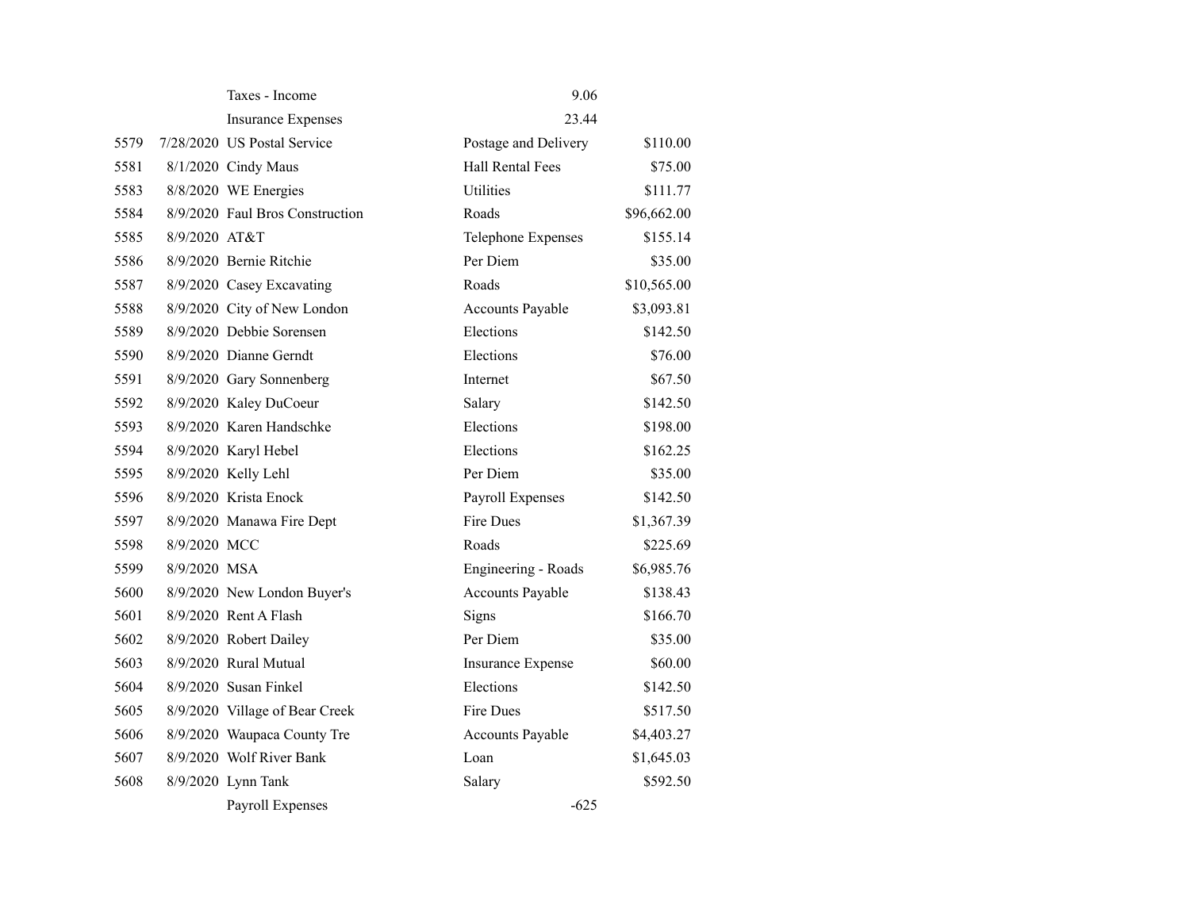| | | | | | |
|---|---|---|---|---|---|
| | | Taxes - Income | | 9.06 | |
| | | Insurance Expenses | | 23.44 | |
| 5579 | 7/28/2020 | US Postal Service | Postage and Delivery | | $110.00 |
| 5581 | 8/1/2020 | Cindy Maus | Hall Rental Fees | | $75.00 |
| 5583 | 8/8/2020 | WE Energies | Utilities | | $111.77 |
| 5584 | 8/9/2020 | Faul Bros Construction | Roads | | $96,662.00 |
| 5585 | 8/9/2020 | AT&T | Telephone Expenses | | $155.14 |
| 5586 | 8/9/2020 | Bernie Ritchie | Per Diem | | $35.00 |
| 5587 | 8/9/2020 | Casey Excavating | Roads | | $10,565.00 |
| 5588 | 8/9/2020 | City of New London | Accounts Payable | | $3,093.81 |
| 5589 | 8/9/2020 | Debbie Sorensen | Elections | | $142.50 |
| 5590 | 8/9/2020 | Dianne Gerndt | Elections | | $76.00 |
| 5591 | 8/9/2020 | Gary Sonnenberg | Internet | | $67.50 |
| 5592 | 8/9/2020 | Kaley DuCoeur | Salary | | $142.50 |
| 5593 | 8/9/2020 | Karen Handschke | Elections | | $198.00 |
| 5594 | 8/9/2020 | Karyl Hebel | Elections | | $162.25 |
| 5595 | 8/9/2020 | Kelly Lehl | Per Diem | | $35.00 |
| 5596 | 8/9/2020 | Krista Enock | Payroll Expenses | | $142.50 |
| 5597 | 8/9/2020 | Manawa Fire Dept | Fire Dues | | $1,367.39 |
| 5598 | 8/9/2020 | MCC | Roads | | $225.69 |
| 5599 | 8/9/2020 | MSA | Engineering - Roads | | $6,985.76 |
| 5600 | 8/9/2020 | New London Buyer's | Accounts Payable | | $138.43 |
| 5601 | 8/9/2020 | Rent A Flash | Signs | | $166.70 |
| 5602 | 8/9/2020 | Robert Dailey | Per Diem | | $35.00 |
| 5603 | 8/9/2020 | Rural Mutual | Insurance Expense | | $60.00 |
| 5604 | 8/9/2020 | Susan Finkel | Elections | | $142.50 |
| 5605 | 8/9/2020 | Village of Bear Creek | Fire Dues | | $517.50 |
| 5606 | 8/9/2020 | Waupaca County Tre | Accounts Payable | | $4,403.27 |
| 5607 | 8/9/2020 | Wolf River Bank | Loan | | $1,645.03 |
| 5608 | 8/9/2020 | Lynn Tank | Salary | | $592.50 |
| | | Payroll Expenses | | -625 | |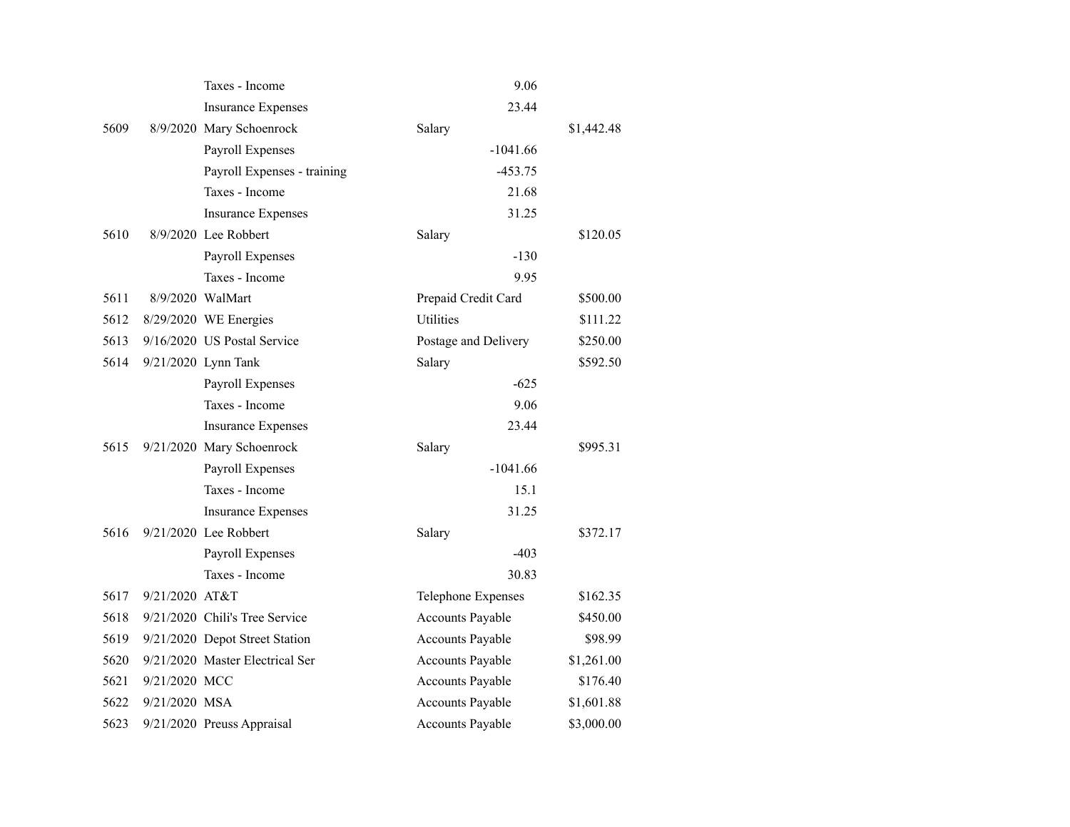| | | | | |
|---|---|---|---|---|
| | | Taxes - Income | 9.06 | |
| | | Insurance Expenses | 23.44 | |
| 5609 | 8/9/2020 | Mary Schoenrock | Salary | $1,442.48 |
| | | Payroll Expenses | -1041.66 | |
| | | Payroll Expenses - training | -453.75 | |
| | | Taxes - Income | 21.68 | |
| | | Insurance Expenses | 31.25 | |
| 5610 | 8/9/2020 | Lee Robbert | Salary | $120.05 |
| | | Payroll Expenses | -130 | |
| | | Taxes - Income | 9.95 | |
| 5611 | 8/9/2020 | WalMart | Prepaid Credit Card | $500.00 |
| 5612 | 8/29/2020 | WE Energies | Utilities | $111.22 |
| 5613 | 9/16/2020 | US Postal Service | Postage and Delivery | $250.00 |
| 5614 | 9/21/2020 | Lynn Tank | Salary | $592.50 |
| | | Payroll Expenses | -625 | |
| | | Taxes - Income | 9.06 | |
| | | Insurance Expenses | 23.44 | |
| 5615 | 9/21/2020 | Mary Schoenrock | Salary | $995.31 |
| | | Payroll Expenses | -1041.66 | |
| | | Taxes - Income | 15.1 | |
| | | Insurance Expenses | 31.25 | |
| 5616 | 9/21/2020 | Lee Robbert | Salary | $372.17 |
| | | Payroll Expenses | -403 | |
| | | Taxes - Income | 30.83 | |
| 5617 | 9/21/2020 | AT&T | Telephone Expenses | $162.35 |
| 5618 | 9/21/2020 | Chili's Tree Service | Accounts Payable | $450.00 |
| 5619 | 9/21/2020 | Depot Street Station | Accounts Payable | $98.99 |
| 5620 | 9/21/2020 | Master Electrical Ser | Accounts Payable | $1,261.00 |
| 5621 | 9/21/2020 | MCC | Accounts Payable | $176.40 |
| 5622 | 9/21/2020 | MSA | Accounts Payable | $1,601.88 |
| 5623 | 9/21/2020 | Preuss Appraisal | Accounts Payable | $3,000.00 |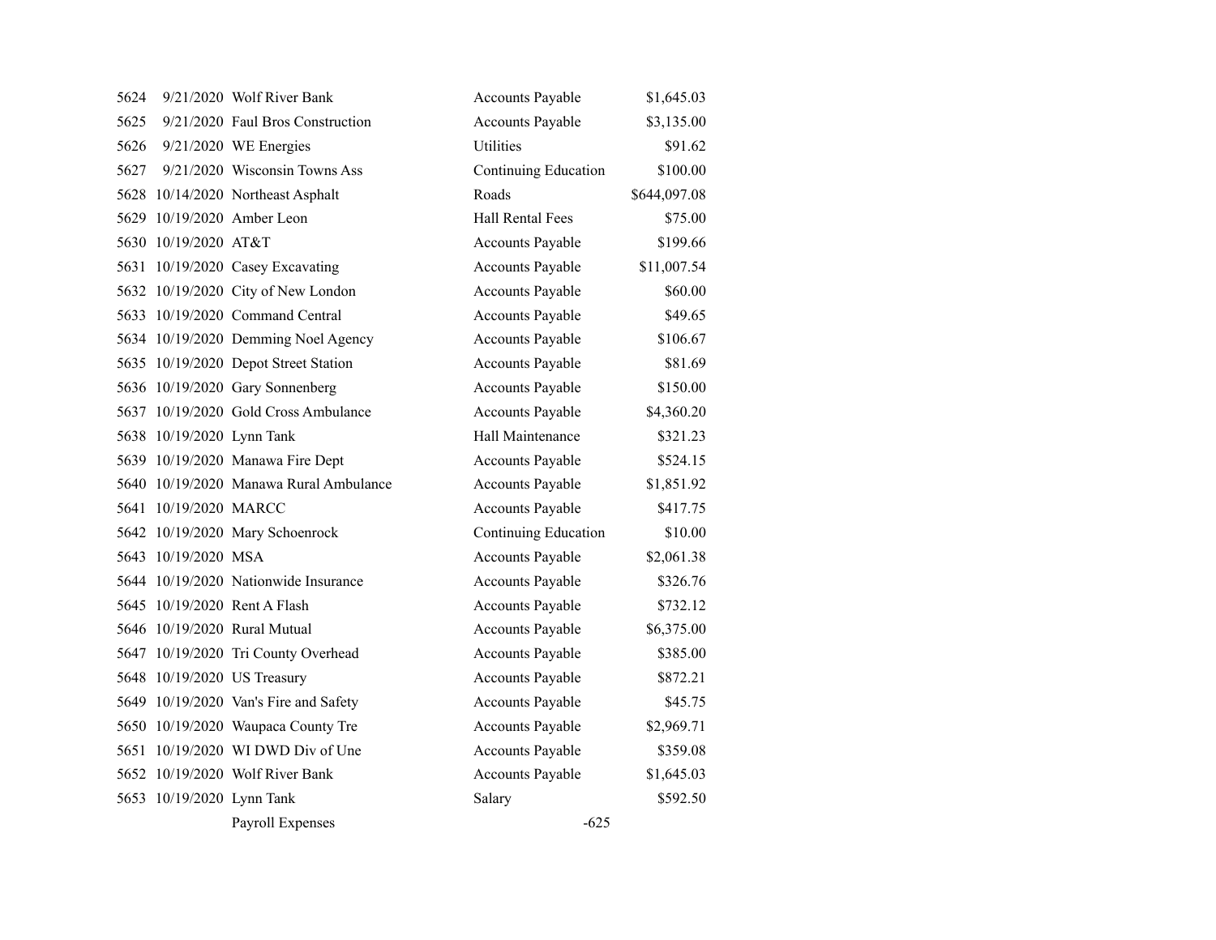| | | | | |
|---|---|---|---|---|
| 5624 | 9/21/2020 | Wolf River Bank | Accounts Payable | $1,645.03 |
| 5625 | 9/21/2020 | Faul Bros Construction | Accounts Payable | $3,135.00 |
| 5626 | 9/21/2020 | WE Energies | Utilities | $91.62 |
| 5627 | 9/21/2020 | Wisconsin Towns Ass | Continuing Education | $100.00 |
| 5628 | 10/14/2020 | Northeast Asphalt | Roads | $644,097.08 |
| 5629 | 10/19/2020 | Amber Leon | Hall Rental Fees | $75.00 |
| 5630 | 10/19/2020 | AT&T | Accounts Payable | $199.66 |
| 5631 | 10/19/2020 | Casey Excavating | Accounts Payable | $11,007.54 |
| 5632 | 10/19/2020 | City of New London | Accounts Payable | $60.00 |
| 5633 | 10/19/2020 | Command Central | Accounts Payable | $49.65 |
| 5634 | 10/19/2020 | Demming Noel Agency | Accounts Payable | $106.67 |
| 5635 | 10/19/2020 | Depot Street Station | Accounts Payable | $81.69 |
| 5636 | 10/19/2020 | Gary Sonnenberg | Accounts Payable | $150.00 |
| 5637 | 10/19/2020 | Gold Cross Ambulance | Accounts Payable | $4,360.20 |
| 5638 | 10/19/2020 | Lynn Tank | Hall Maintenance | $321.23 |
| 5639 | 10/19/2020 | Manawa Fire Dept | Accounts Payable | $524.15 |
| 5640 | 10/19/2020 | Manawa Rural Ambulance | Accounts Payable | $1,851.92 |
| 5641 | 10/19/2020 | MARCC | Accounts Payable | $417.75 |
| 5642 | 10/19/2020 | Mary Schoenrock | Continuing Education | $10.00 |
| 5643 | 10/19/2020 | MSA | Accounts Payable | $2,061.38 |
| 5644 | 10/19/2020 | Nationwide Insurance | Accounts Payable | $326.76 |
| 5645 | 10/19/2020 | Rent A Flash | Accounts Payable | $732.12 |
| 5646 | 10/19/2020 | Rural Mutual | Accounts Payable | $6,375.00 |
| 5647 | 10/19/2020 | Tri County Overhead | Accounts Payable | $385.00 |
| 5648 | 10/19/2020 | US Treasury | Accounts Payable | $872.21 |
| 5649 | 10/19/2020 | Van's Fire and Safety | Accounts Payable | $45.75 |
| 5650 | 10/19/2020 | Waupaca County Tre | Accounts Payable | $2,969.71 |
| 5651 | 10/19/2020 | WI DWD Div of Une | Accounts Payable | $359.08 |
| 5652 | 10/19/2020 | Wolf River Bank | Accounts Payable | $1,645.03 |
| 5653 | 10/19/2020 | Lynn Tank | Salary | $592.50 |
| | | Payroll Expenses | -625 | |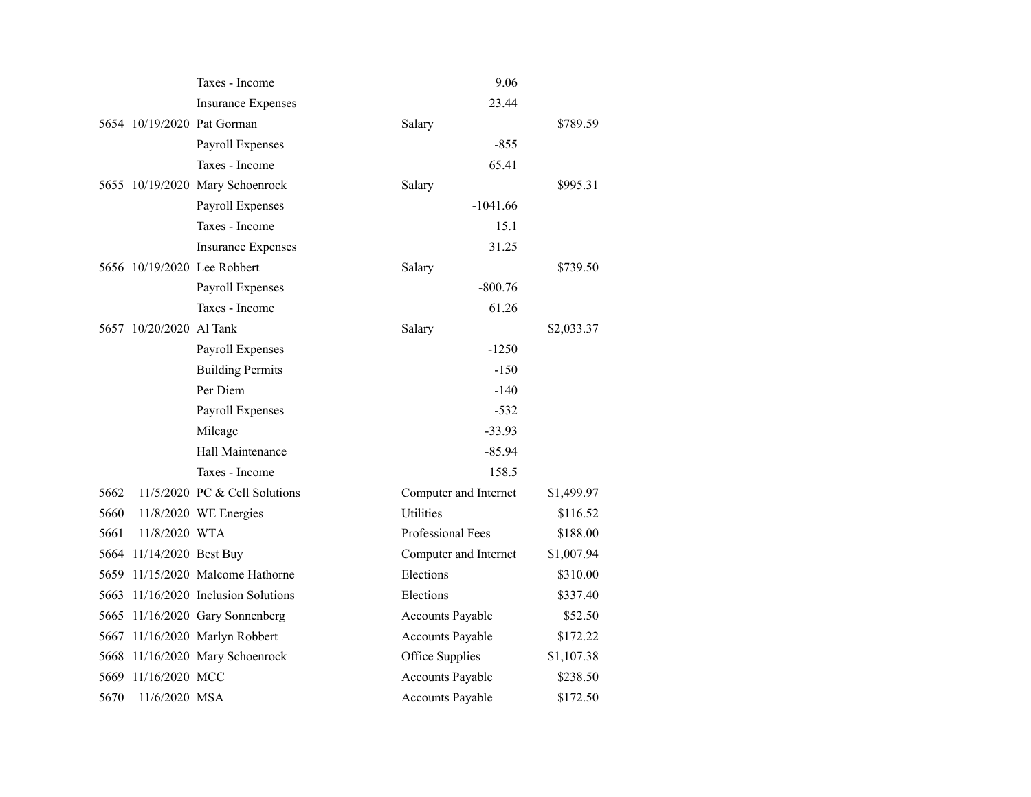| | | | | | |
|---|---|---|---|---|---|
| | | Taxes - Income | | 9.06 | |
| | | Insurance Expenses | | 23.44 | |
| 5654 | 10/19/2020 | Pat Gorman | Salary | | $789.59 |
| | | Payroll Expenses | | -855 | |
| | | Taxes - Income | | 65.41 | |
| 5655 | 10/19/2020 | Mary Schoenrock | Salary | | $995.31 |
| | | Payroll Expenses | | -1041.66 | |
| | | Taxes - Income | | 15.1 | |
| | | Insurance Expenses | | 31.25 | |
| 5656 | 10/19/2020 | Lee Robbert | Salary | | $739.50 |
| | | Payroll Expenses | | -800.76 | |
| | | Taxes - Income | | 61.26 | |
| 5657 | 10/20/2020 | Al Tank | Salary | | $2,033.37 |
| | | Payroll Expenses | | -1250 | |
| | | Building Permits | | -150 | |
| | | Per Diem | | -140 | |
| | | Payroll Expenses | | -532 | |
| | | Mileage | | -33.93 | |
| | | Hall Maintenance | | -85.94 | |
| | | Taxes - Income | | 158.5 | |
| 5662 | 11/5/2020 | PC & Cell Solutions | Computer and Internet | | $1,499.97 |
| 5660 | 11/8/2020 | WE Energies | Utilities | | $116.52 |
| 5661 | 11/8/2020 | WTA | Professional Fees | | $188.00 |
| 5664 | 11/14/2020 | Best Buy | Computer and Internet | | $1,007.94 |
| 5659 | 11/15/2020 | Malcome Hathorne | Elections | | $310.00 |
| 5663 | 11/16/2020 | Inclusion Solutions | Elections | | $337.40 |
| 5665 | 11/16/2020 | Gary Sonnenberg | Accounts Payable | | $52.50 |
| 5667 | 11/16/2020 | Marlyn Robbert | Accounts Payable | | $172.22 |
| 5668 | 11/16/2020 | Mary Schoenrock | Office Supplies | | $1,107.38 |
| 5669 | 11/16/2020 | MCC | Accounts Payable | | $238.50 |
| 5670 | 11/6/2020 | MSA | Accounts Payable | | $172.50 |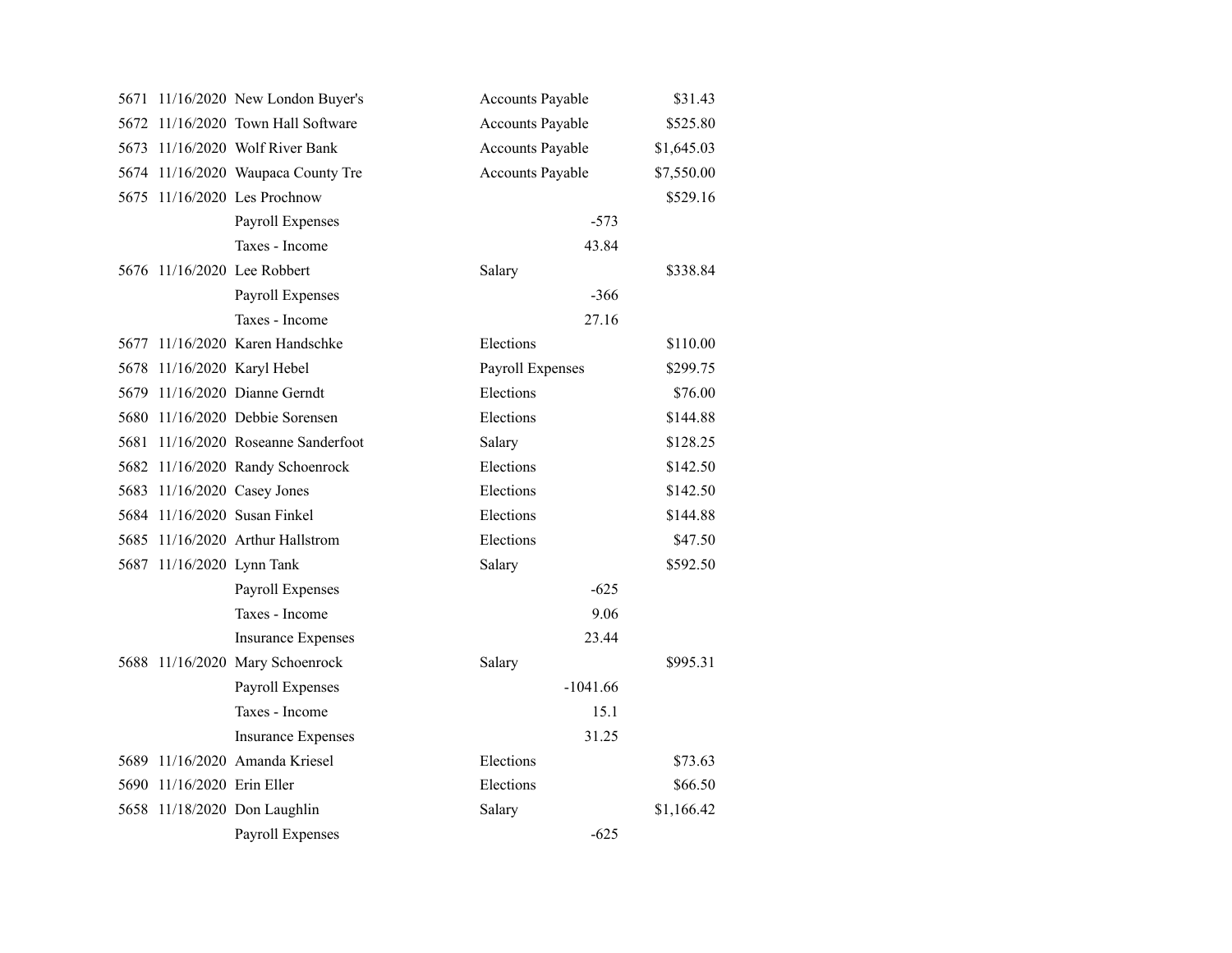| | | | | | |
|---|---|---|---|---|---|
| 5671 | 11/16/2020 | New London Buyer's | Accounts Payable | | $31.43 |
| 5672 | 11/16/2020 | Town Hall Software | Accounts Payable | | $525.80 |
| 5673 | 11/16/2020 | Wolf River Bank | Accounts Payable | | $1,645.03 |
| 5674 | 11/16/2020 | Waupaca County Tre | Accounts Payable | | $7,550.00 |
| 5675 | 11/16/2020 | Les Prochnow | | | $529.16 |
| | | Payroll Expenses | | -573 | |
| | | Taxes - Income | | 43.84 | |
| 5676 | 11/16/2020 | Lee Robbert | Salary | | $338.84 |
| | | Payroll Expenses | | -366 | |
| | | Taxes - Income | | 27.16 | |
| 5677 | 11/16/2020 | Karen Handschke | Elections | | $110.00 |
| 5678 | 11/16/2020 | Karyl Hebel | Payroll Expenses | | $299.75 |
| 5679 | 11/16/2020 | Dianne Gerndt | Elections | | $76.00 |
| 5680 | 11/16/2020 | Debbie Sorensen | Elections | | $144.88 |
| 5681 | 11/16/2020 | Roseanne Sanderfoot | Salary | | $128.25 |
| 5682 | 11/16/2020 | Randy Schoenrock | Elections | | $142.50 |
| 5683 | 11/16/2020 | Casey Jones | Elections | | $142.50 |
| 5684 | 11/16/2020 | Susan Finkel | Elections | | $144.88 |
| 5685 | 11/16/2020 | Arthur Hallstrom | Elections | | $47.50 |
| 5687 | 11/16/2020 | Lynn Tank | Salary | | $592.50 |
| | | Payroll Expenses | | -625 | |
| | | Taxes - Income | | 9.06 | |
| | | Insurance Expenses | | 23.44 | |
| 5688 | 11/16/2020 | Mary Schoenrock | Salary | | $995.31 |
| | | Payroll Expenses | | -1041.66 | |
| | | Taxes - Income | | 15.1 | |
| | | Insurance Expenses | | 31.25 | |
| 5689 | 11/16/2020 | Amanda Kriesel | Elections | | $73.63 |
| 5690 | 11/16/2020 | Erin Eller | Elections | | $66.50 |
| 5658 | 11/18/2020 | Don Laughlin | Salary | | $1,166.42 |
| | | Payroll Expenses | | -625 | |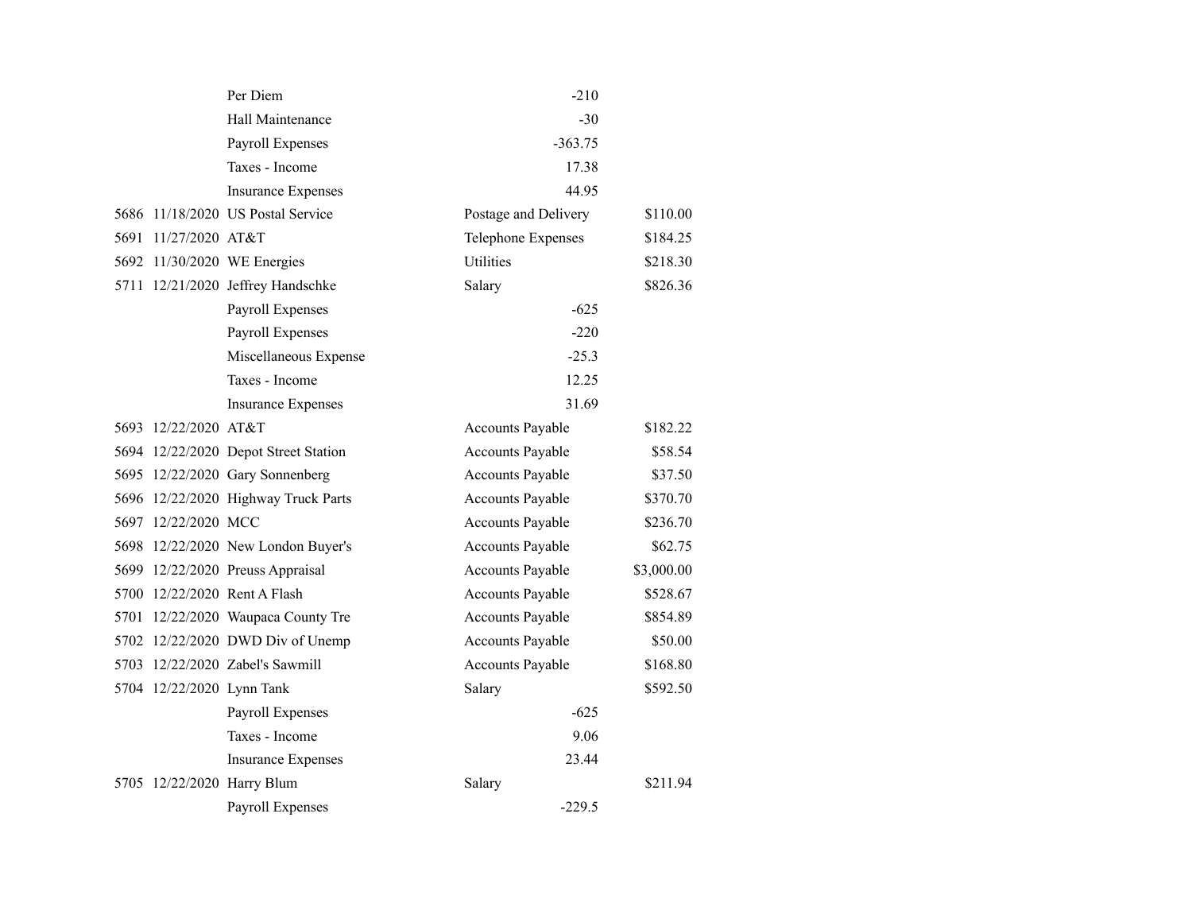| | | | | |
|---|---|---|---|---|
| | | Per Diem | -210 | |
| | | Hall Maintenance | -30 | |
| | | Payroll Expenses | -363.75 | |
| | | Taxes - Income | 17.38 | |
| | | Insurance Expenses | 44.95 | |
| 5686 | 11/18/2020 | US Postal Service | Postage and Delivery | $110.00 |
| 5691 | 11/27/2020 | AT&T | Telephone Expenses | $184.25 |
| 5692 | 11/30/2020 | WE Energies | Utilities | $218.30 |
| 5711 | 12/21/2020 | Jeffrey Handschke | Salary | $826.36 |
| | | Payroll Expenses | -625 | |
| | | Payroll Expenses | -220 | |
| | | Miscellaneous Expense | -25.3 | |
| | | Taxes - Income | 12.25 | |
| | | Insurance Expenses | 31.69 | |
| 5693 | 12/22/2020 | AT&T | Accounts Payable | $182.22 |
| 5694 | 12/22/2020 | Depot Street Station | Accounts Payable | $58.54 |
| 5695 | 12/22/2020 | Gary Sonnenberg | Accounts Payable | $37.50 |
| 5696 | 12/22/2020 | Highway Truck Parts | Accounts Payable | $370.70 |
| 5697 | 12/22/2020 | MCC | Accounts Payable | $236.70 |
| 5698 | 12/22/2020 | New London Buyer's | Accounts Payable | $62.75 |
| 5699 | 12/22/2020 | Preuss Appraisal | Accounts Payable | $3,000.00 |
| 5700 | 12/22/2020 | Rent A Flash | Accounts Payable | $528.67 |
| 5701 | 12/22/2020 | Waupaca County Tre | Accounts Payable | $854.89 |
| 5702 | 12/22/2020 | DWD Div of Unemp | Accounts Payable | $50.00 |
| 5703 | 12/22/2020 | Zabel's Sawmill | Accounts Payable | $168.80 |
| 5704 | 12/22/2020 | Lynn Tank | Salary | $592.50 |
| | | Payroll Expenses | -625 | |
| | | Taxes - Income | 9.06 | |
| | | Insurance Expenses | 23.44 | |
| 5705 | 12/22/2020 | Harry Blum | Salary | $211.94 |
| | | Payroll Expenses | -229.5 | |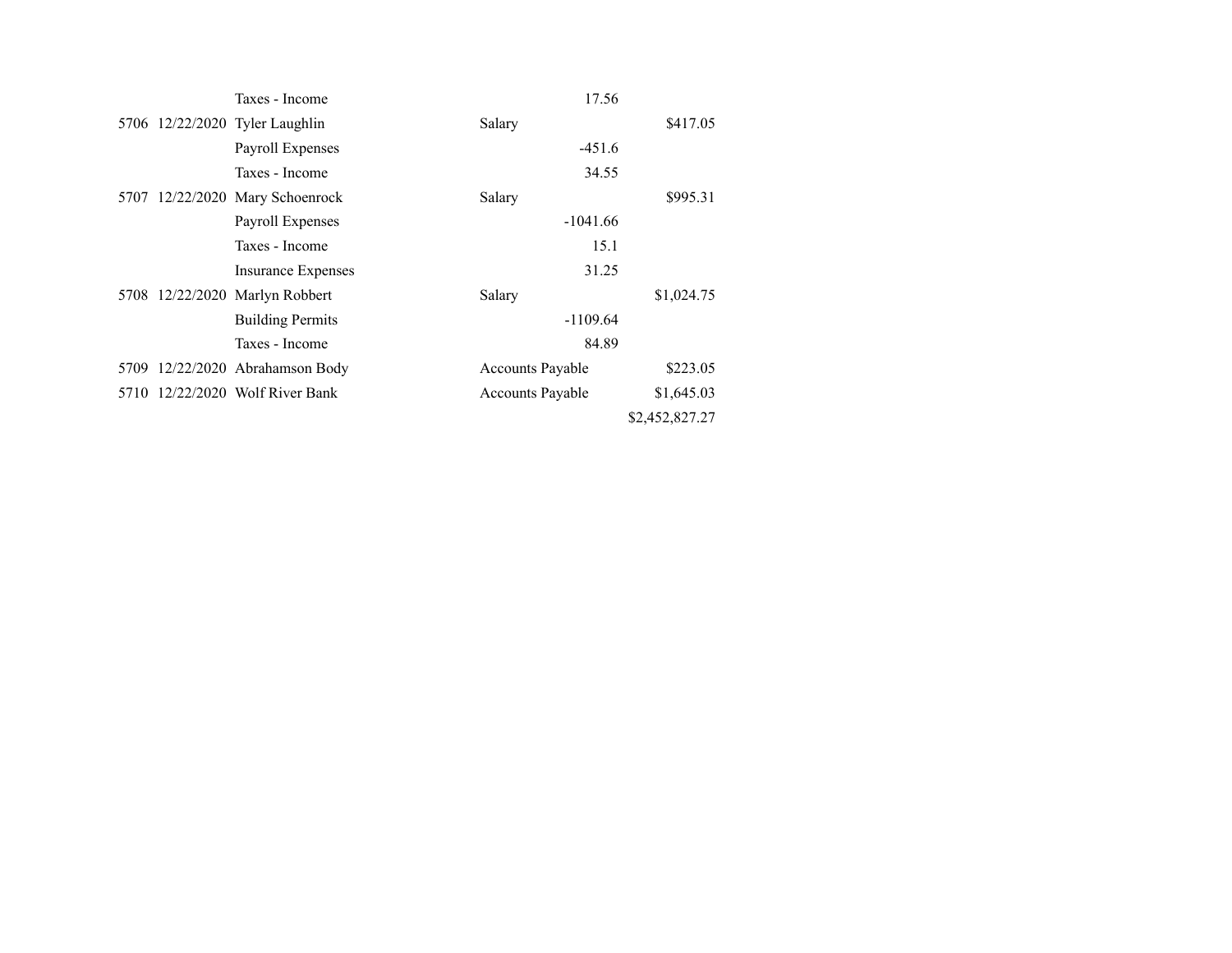| | | | | | |
|---|---|---|---|---|---|
| | | Taxes - Income | | 17.56 | |
| 5706 | 12/22/2020 | Tyler Laughlin | Salary | | $417.05 |
| | | Payroll Expenses | | -451.6 | |
| | | Taxes - Income | | 34.55 | |
| 5707 | 12/22/2020 | Mary Schoenrock | Salary | | $995.31 |
| | | Payroll Expenses | | -1041.66 | |
| | | Taxes - Income | | 15.1 | |
| | | Insurance Expenses | | 31.25 | |
| 5708 | 12/22/2020 | Marlyn Robbert | Salary | | $1,024.75 |
| | | Building Permits | | -1109.64 | |
| | | Taxes - Income | | 84.89 | |
| 5709 | 12/22/2020 | Abrahamson Body | Accounts Payable | | $223.05 |
| 5710 | 12/22/2020 | Wolf River Bank | Accounts Payable | | $1,645.03 |
| | | | | | $2,452,827.27 |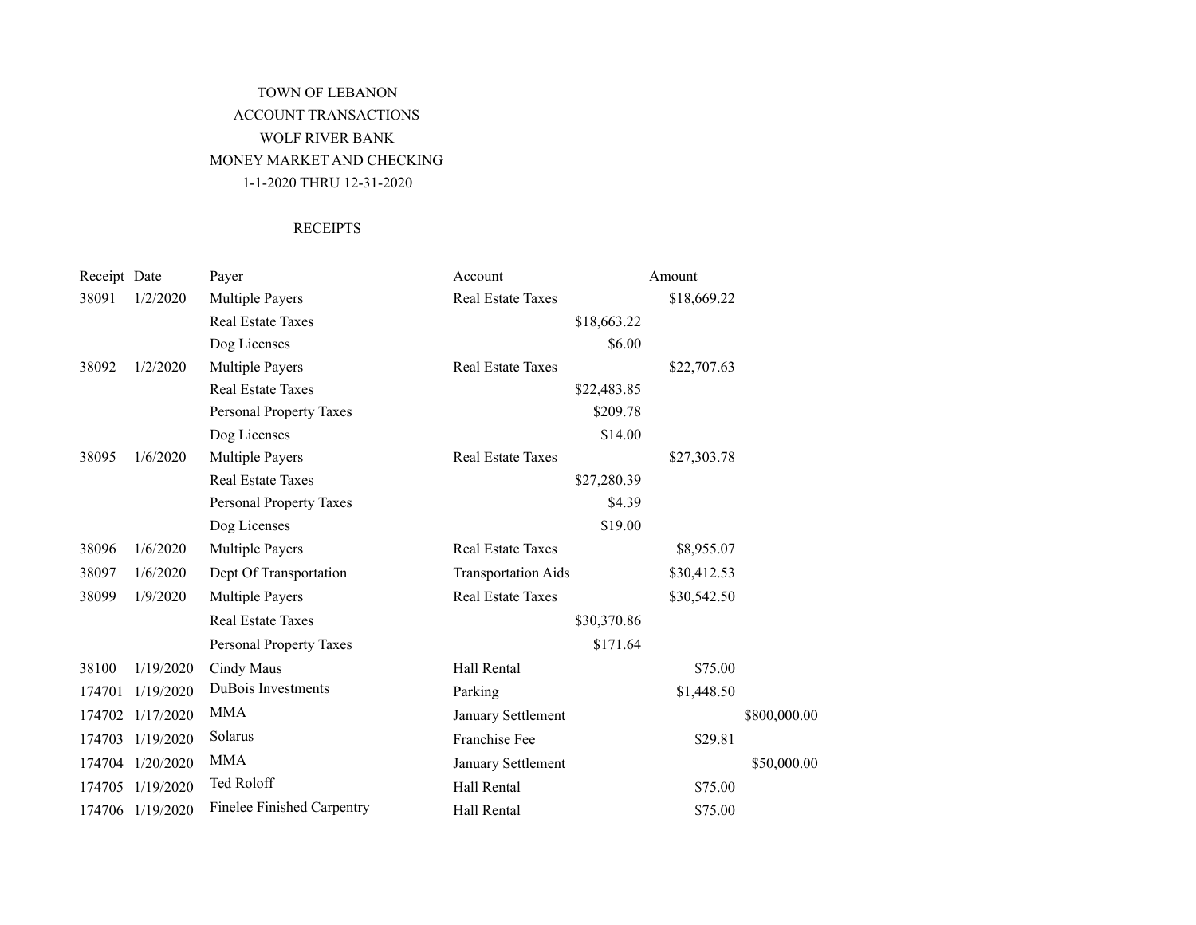TOWN OF LEBANON

ACCOUNT TRANSACTIONS

WOLF RIVER BANK

MONEY MARKET AND CHECKING

1-1-2020 THRU 12-31-2020

RECEIPTS

| Receipt | Date | Payer | Account | | Amount | |
|---|---|---|---|---|---|---|
| 38091 | 1/2/2020 | Multiple Payers | Real Estate Taxes | | $18,669.22 | |
| | | Real Estate Taxes | | $18,663.22 | | |
| | | Dog Licenses | | $6.00 | | |
| 38092 | 1/2/2020 | Multiple Payers | Real Estate Taxes | | $22,707.63 | |
| | | Real Estate Taxes | | $22,483.85 | | |
| | | Personal Property Taxes | | $209.78 | | |
| | | Dog Licenses | | $14.00 | | |
| 38095 | 1/6/2020 | Multiple Payers | Real Estate Taxes | | $27,303.78 | |
| | | Real Estate Taxes | | $27,280.39 | | |
| | | Personal Property Taxes | | $4.39 | | |
| | | Dog Licenses | | $19.00 | | |
| 38096 | 1/6/2020 | Multiple Payers | Real Estate Taxes | | $8,955.07 | |
| 38097 | 1/6/2020 | Dept Of Transportation | Transportation Aids | | $30,412.53 | |
| 38099 | 1/9/2020 | Multiple Payers | Real Estate Taxes | | $30,542.50 | |
| | | Real Estate Taxes | | $30,370.86 | | |
| | | Personal Property Taxes | | $171.64 | | |
| 38100 | 1/19/2020 | Cindy Maus | Hall Rental | | $75.00 | |
| 174701 | 1/19/2020 | DuBois Investments | Parking | | $1,448.50 | |
| 174702 | 1/17/2020 | MMA | January Settlement | | | $800,000.00 |
| 174703 | 1/19/2020 | Solarus | Franchise Fee | | $29.81 | |
| 174704 | 1/20/2020 | MMA | January Settlement | | | $50,000.00 |
| 174705 | 1/19/2020 | Ted Roloff | Hall Rental | | $75.00 | |
| 174706 | 1/19/2020 | Finelee Finished Carpentry | Hall Rental | | $75.00 | |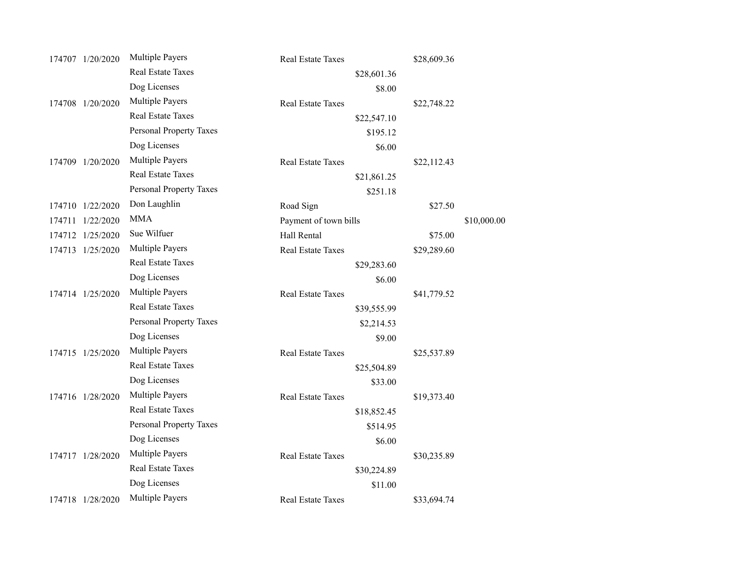| | | | | | | |
|---|---|---|---|---|---|---|
| 174707 | 1/20/2020 | Multiple Payers | Real Estate Taxes | | $28,609.36 | |
| | | Real Estate Taxes | | $28,601.36 | | |
| | | Dog Licenses | | $8.00 | | |
| 174708 | 1/20/2020 | Multiple Payers | Real Estate Taxes | | $22,748.22 | |
| | | Real Estate Taxes | | $22,547.10 | | |
| | | Personal Property Taxes | | $195.12 | | |
| | | Dog Licenses | | $6.00 | | |
| 174709 | 1/20/2020 | Multiple Payers | Real Estate Taxes | | $22,112.43 | |
| | | Real Estate Taxes | | $21,861.25 | | |
| | | Personal Property Taxes | | $251.18 | | |
| 174710 | 1/22/2020 | Don Laughlin | Road Sign | | $27.50 | |
| 174711 | 1/22/2020 | MMA | Payment of town bills | | | $10,000.00 |
| 174712 | 1/25/2020 | Sue Wilfuer | Hall Rental | | $75.00 | |
| 174713 | 1/25/2020 | Multiple Payers | Real Estate Taxes | | $29,289.60 | |
| | | Real Estate Taxes | | $29,283.60 | | |
| | | Dog Licenses | | $6.00 | | |
| 174714 | 1/25/2020 | Multiple Payers | Real Estate Taxes | | $41,779.52 | |
| | | Real Estate Taxes | | $39,555.99 | | |
| | | Personal Property Taxes | | $2,214.53 | | |
| | | Dog Licenses | | $9.00 | | |
| 174715 | 1/25/2020 | Multiple Payers | Real Estate Taxes | | $25,537.89 | |
| | | Real Estate Taxes | | $25,504.89 | | |
| | | Dog Licenses | | $33.00 | | |
| 174716 | 1/28/2020 | Multiple Payers | Real Estate Taxes | | $19,373.40 | |
| | | Real Estate Taxes | | $18,852.45 | | |
| | | Personal Property Taxes | | $514.95 | | |
| | | Dog Licenses | | $6.00 | | |
| 174717 | 1/28/2020 | Multiple Payers | Real Estate Taxes | | $30,235.89 | |
| | | Real Estate Taxes | | $30,224.89 | | |
| | | Dog Licenses | | $11.00 | | |
| 174718 | 1/28/2020 | Multiple Payers | Real Estate Taxes | | $33,694.74 | |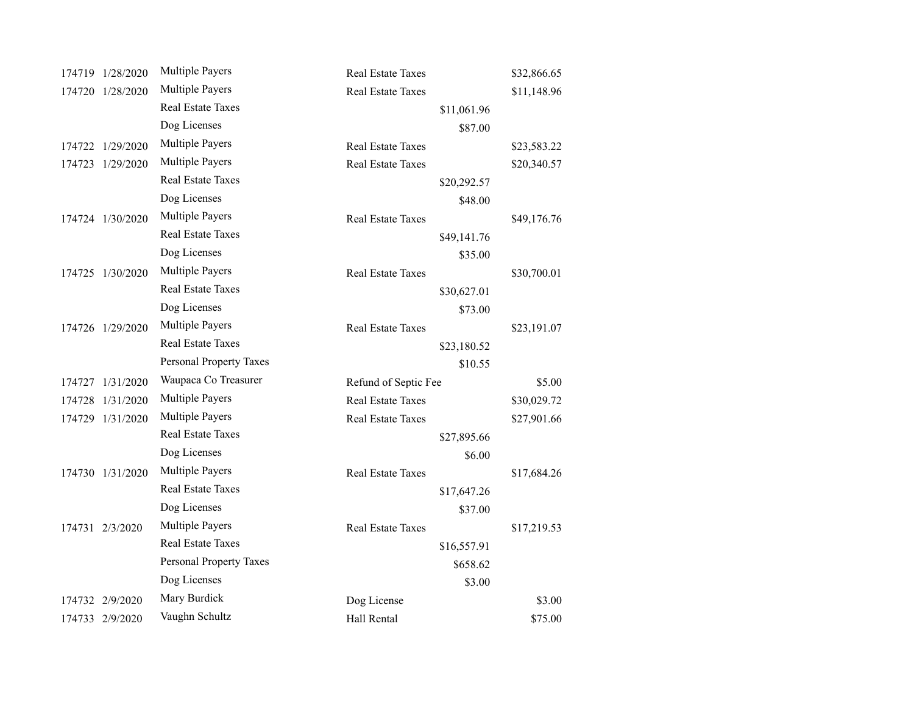| | | | | | |
|---|---|---|---|---|---|
| 174719 | 1/28/2020 | Multiple Payers | Real Estate Taxes | | $32,866.65 |
| 174720 | 1/28/2020 | Multiple Payers | Real Estate Taxes | | $11,148.96 |
| | | Real Estate Taxes | | $11,061.96 | |
| | | Dog Licenses | | $87.00 | |
| 174722 | 1/29/2020 | Multiple Payers | Real Estate Taxes | | $23,583.22 |
| 174723 | 1/29/2020 | Multiple Payers | Real Estate Taxes | | $20,340.57 |
| | | Real Estate Taxes | | $20,292.57 | |
| | | Dog Licenses | | $48.00 | |
| 174724 | 1/30/2020 | Multiple Payers | Real Estate Taxes | | $49,176.76 |
| | | Real Estate Taxes | | $49,141.76 | |
| | | Dog Licenses | | $35.00 | |
| 174725 | 1/30/2020 | Multiple Payers | Real Estate Taxes | | $30,700.01 |
| | | Real Estate Taxes | | $30,627.01 | |
| | | Dog Licenses | | $73.00 | |
| 174726 | 1/29/2020 | Multiple Payers | Real Estate Taxes | | $23,191.07 |
| | | Real Estate Taxes | | $23,180.52 | |
| | | Personal Property Taxes | | $10.55 | |
| 174727 | 1/31/2020 | Waupaca Co Treasurer | Refund of Septic Fee | | $5.00 |
| 174728 | 1/31/2020 | Multiple Payers | Real Estate Taxes | | $30,029.72 |
| 174729 | 1/31/2020 | Multiple Payers | Real Estate Taxes | | $27,901.66 |
| | | Real Estate Taxes | | $27,895.66 | |
| | | Dog Licenses | | $6.00 | |
| 174730 | 1/31/2020 | Multiple Payers | Real Estate Taxes | | $17,684.26 |
| | | Real Estate Taxes | | $17,647.26 | |
| | | Dog Licenses | | $37.00 | |
| 174731 | 2/3/2020 | Multiple Payers | Real Estate Taxes | | $17,219.53 |
| | | Real Estate Taxes | | $16,557.91 | |
| | | Personal Property Taxes | | $658.62 | |
| | | Dog Licenses | | $3.00 | |
| 174732 | 2/9/2020 | Mary Burdick | Dog License | | $3.00 |
| 174733 | 2/9/2020 | Vaughn Schultz | Hall Rental | | $75.00 |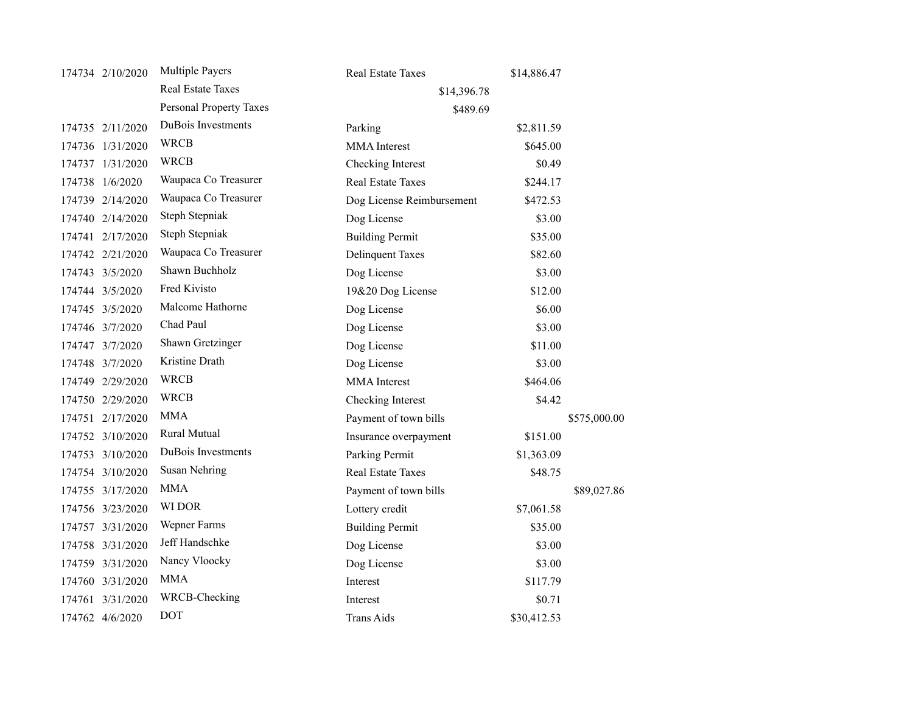| | | | | | |
|---|---|---|---|---|---|
| 174734 | 2/10/2020 | Multiple Payers | Real Estate Taxes | $14,886.47 | |
| | | Real Estate Taxes | $14,396.78 | | |
| | | Personal Property Taxes | $489.69 | | |
| 174735 | 2/11/2020 | DuBois Investments | Parking | $2,811.59 | |
| 174736 | 1/31/2020 | WRCB | MMA Interest | $645.00 | |
| 174737 | 1/31/2020 | WRCB | Checking Interest | $0.49 | |
| 174738 | 1/6/2020 | Waupaca Co Treasurer | Real Estate Taxes | $244.17 | |
| 174739 | 2/14/2020 | Waupaca Co Treasurer | Dog License Reimbursement | $472.53 | |
| 174740 | 2/14/2020 | Steph Stepniak | Dog License | $3.00 | |
| 174741 | 2/17/2020 | Steph Stepniak | Building Permit | $35.00 | |
| 174742 | 2/21/2020 | Waupaca Co Treasurer | Delinquent Taxes | $82.60 | |
| 174743 | 3/5/2020 | Shawn Buchholz | Dog License | $3.00 | |
| 174744 | 3/5/2020 | Fred Kivisto | 19&20 Dog License | $12.00 | |
| 174745 | 3/5/2020 | Malcome Hathorne | Dog License | $6.00 | |
| 174746 | 3/7/2020 | Chad Paul | Dog License | $3.00 | |
| 174747 | 3/7/2020 | Shawn Gretzinger | Dog License | $11.00 | |
| 174748 | 3/7/2020 | Kristine Drath | Dog License | $3.00 | |
| 174749 | 2/29/2020 | WRCB | MMA Interest | $464.06 | |
| 174750 | 2/29/2020 | WRCB | Checking Interest | $4.42 | |
| 174751 | 2/17/2020 | MMA | Payment of town bills | | $575,000.00 |
| 174752 | 3/10/2020 | Rural Mutual | Insurance overpayment | $151.00 | |
| 174753 | 3/10/2020 | DuBois Investments | Parking Permit | $1,363.09 | |
| 174754 | 3/10/2020 | Susan Nehring | Real Estate Taxes | $48.75 | |
| 174755 | 3/17/2020 | MMA | Payment of town bills | | $89,027.86 |
| 174756 | 3/23/2020 | WI DOR | Lottery credit | $7,061.58 | |
| 174757 | 3/31/2020 | Wepner Farms | Building Permit | $35.00 | |
| 174758 | 3/31/2020 | Jeff Handschke | Dog License | $3.00 | |
| 174759 | 3/31/2020 | Nancy Vloocky | Dog License | $3.00 | |
| 174760 | 3/31/2020 | MMA | Interest | $117.79 | |
| 174761 | 3/31/2020 | WRCB-Checking | Interest | $0.71 | |
| 174762 | 4/6/2020 | DOT | Trans Aids | $30,412.53 | |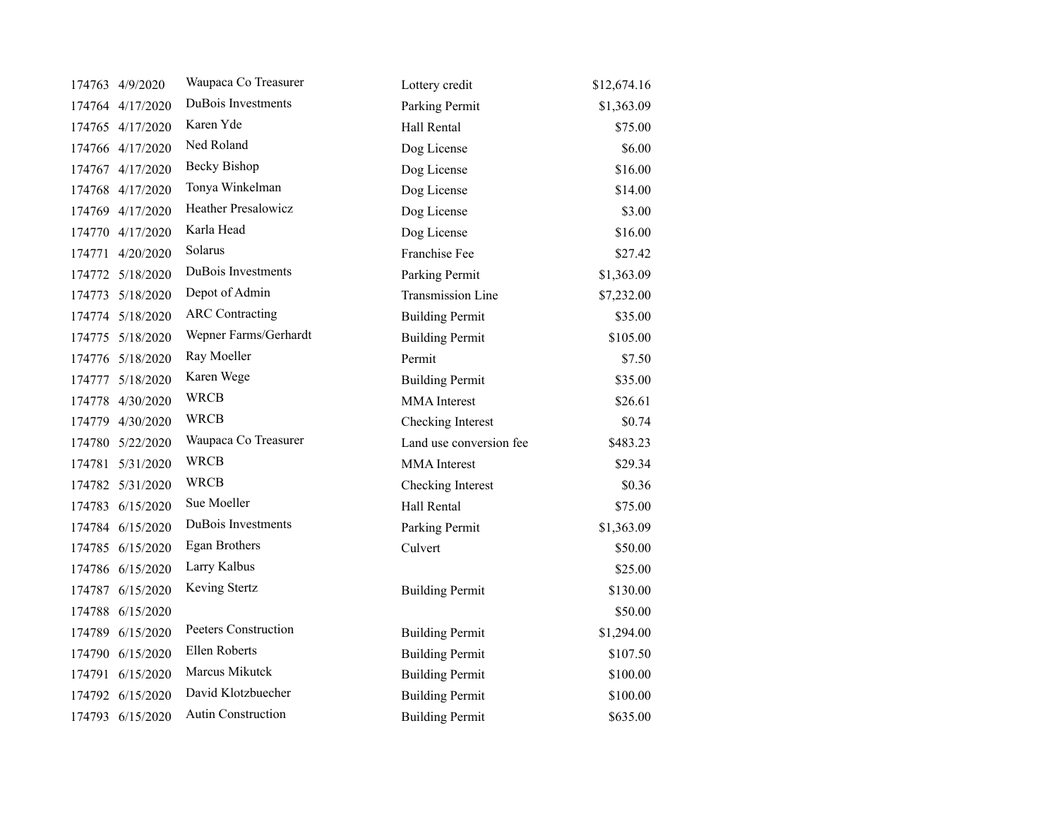| | | | | |
|---|---|---|---|---|
| 174763 | 4/9/2020 | Waupaca Co Treasurer | Lottery credit | $12,674.16 |
| 174764 | 4/17/2020 | DuBois Investments | Parking Permit | $1,363.09 |
| 174765 | 4/17/2020 | Karen Yde | Hall Rental | $75.00 |
| 174766 | 4/17/2020 | Ned Roland | Dog License | $6.00 |
| 174767 | 4/17/2020 | Becky Bishop | Dog License | $16.00 |
| 174768 | 4/17/2020 | Tonya Winkelman | Dog License | $14.00 |
| 174769 | 4/17/2020 | Heather Presalowicz | Dog License | $3.00 |
| 174770 | 4/17/2020 | Karla Head | Dog License | $16.00 |
| 174771 | 4/20/2020 | Solarus | Franchise Fee | $27.42 |
| 174772 | 5/18/2020 | DuBois Investments | Parking Permit | $1,363.09 |
| 174773 | 5/18/2020 | Depot of Admin | Transmission Line | $7,232.00 |
| 174774 | 5/18/2020 | ARC Contracting | Building Permit | $35.00 |
| 174775 | 5/18/2020 | Wepner Farms/Gerhardt | Building Permit | $105.00 |
| 174776 | 5/18/2020 | Ray Moeller | Permit | $7.50 |
| 174777 | 5/18/2020 | Karen Wege | Building Permit | $35.00 |
| 174778 | 4/30/2020 | WRCB | MMA Interest | $26.61 |
| 174779 | 4/30/2020 | WRCB | Checking Interest | $0.74 |
| 174780 | 5/22/2020 | Waupaca Co Treasurer | Land use conversion fee | $483.23 |
| 174781 | 5/31/2020 | WRCB | MMA Interest | $29.34 |
| 174782 | 5/31/2020 | WRCB | Checking Interest | $0.36 |
| 174783 | 6/15/2020 | Sue Moeller | Hall Rental | $75.00 |
| 174784 | 6/15/2020 | DuBois Investments | Parking Permit | $1,363.09 |
| 174785 | 6/15/2020 | Egan Brothers | Culvert | $50.00 |
| 174786 | 6/15/2020 | Larry Kalbus | | $25.00 |
| 174787 | 6/15/2020 | Keving Stertz | Building Permit | $130.00 |
| 174788 | 6/15/2020 | | | $50.00 |
| 174789 | 6/15/2020 | Peeters Construction | Building Permit | $1,294.00 |
| 174790 | 6/15/2020 | Ellen Roberts | Building Permit | $107.50 |
| 174791 | 6/15/2020 | Marcus Mikutck | Building Permit | $100.00 |
| 174792 | 6/15/2020 | David Klotzbuecher | Building Permit | $100.00 |
| 174793 | 6/15/2020 | Autin Construction | Building Permit | $635.00 |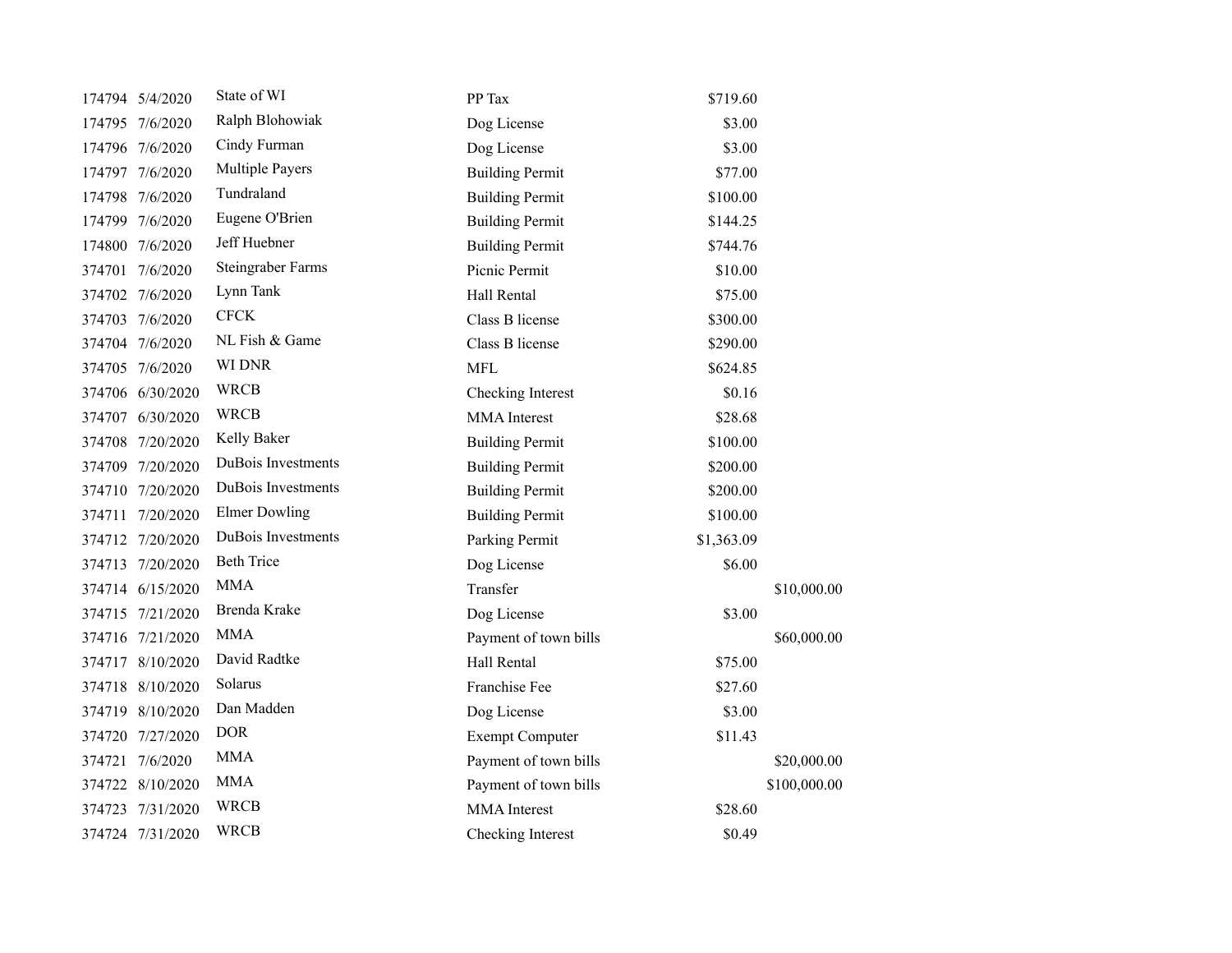| | | | | | |
|---|---|---|---|---|---|
| 174794 | 5/4/2020 | State of WI | PP Tax | $719.60 | |
| 174795 | 7/6/2020 | Ralph Blohowiak | Dog License | $3.00 | |
| 174796 | 7/6/2020 | Cindy Furman | Dog License | $3.00 | |
| 174797 | 7/6/2020 | Multiple Payers | Building Permit | $77.00 | |
| 174798 | 7/6/2020 | Tundraland | Building Permit | $100.00 | |
| 174799 | 7/6/2020 | Eugene O'Brien | Building Permit | $144.25 | |
| 174800 | 7/6/2020 | Jeff Huebner | Building Permit | $744.76 | |
| 374701 | 7/6/2020 | Steingraber Farms | Picnic Permit | $10.00 | |
| 374702 | 7/6/2020 | Lynn Tank | Hall Rental | $75.00 | |
| 374703 | 7/6/2020 | CFCK | Class B license | $300.00 | |
| 374704 | 7/6/2020 | NL Fish & Game | Class B license | $290.00 | |
| 374705 | 7/6/2020 | WI DNR | MFL | $624.85 | |
| 374706 | 6/30/2020 | WRCB | Checking Interest | $0.16 | |
| 374707 | 6/30/2020 | WRCB | MMA Interest | $28.68 | |
| 374708 | 7/20/2020 | Kelly Baker | Building Permit | $100.00 | |
| 374709 | 7/20/2020 | DuBois Investments | Building Permit | $200.00 | |
| 374710 | 7/20/2020 | DuBois Investments | Building Permit | $200.00 | |
| 374711 | 7/20/2020 | Elmer Dowling | Building Permit | $100.00 | |
| 374712 | 7/20/2020 | DuBois Investments | Parking Permit | $1,363.09 | |
| 374713 | 7/20/2020 | Beth Trice | Dog License | $6.00 | |
| 374714 | 6/15/2020 | MMA | Transfer | | $10,000.00 |
| 374715 | 7/21/2020 | Brenda Krake | Dog License | $3.00 | |
| 374716 | 7/21/2020 | MMA | Payment of town bills | | $60,000.00 |
| 374717 | 8/10/2020 | David Radtke | Hall Rental | $75.00 | |
| 374718 | 8/10/2020 | Solarus | Franchise Fee | $27.60 | |
| 374719 | 8/10/2020 | Dan Madden | Dog License | $3.00 | |
| 374720 | 7/27/2020 | DOR | Exempt Computer | $11.43 | |
| 374721 | 7/6/2020 | MMA | Payment of town bills | | $20,000.00 |
| 374722 | 8/10/2020 | MMA | Payment of town bills | | $100,000.00 |
| 374723 | 7/31/2020 | WRCB | MMA Interest | $28.60 | |
| 374724 | 7/31/2020 | WRCB | Checking Interest | $0.49 | |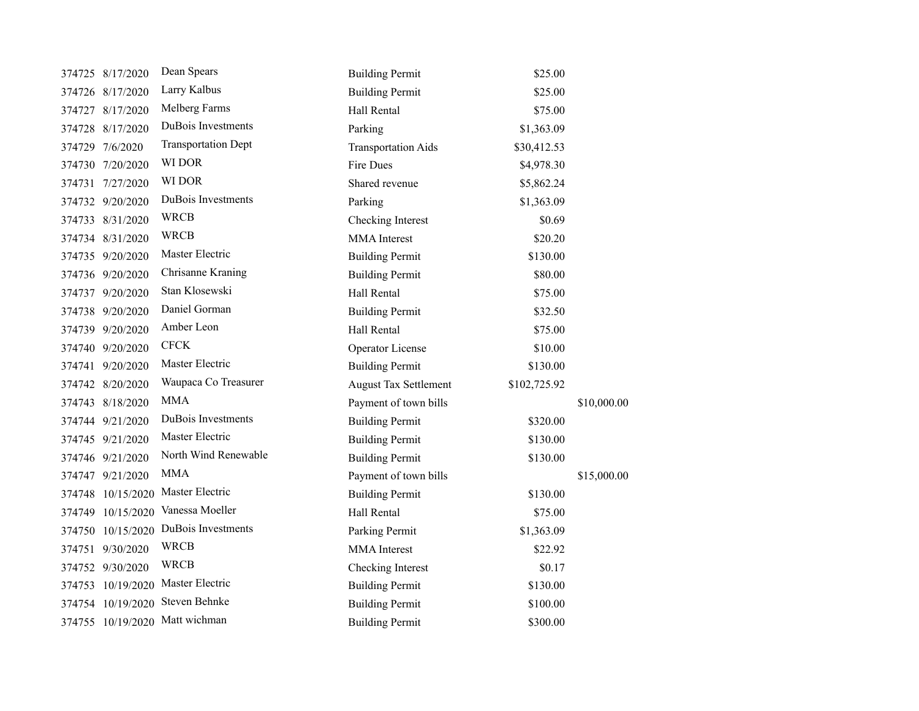| | | | | | |
|---|---|---|---|---|---|
| 374725 | 8/17/2020 | Dean Spears | Building Permit | $25.00 | |
| 374726 | 8/17/2020 | Larry Kalbus | Building Permit | $25.00 | |
| 374727 | 8/17/2020 | Melberg Farms | Hall Rental | $75.00 | |
| 374728 | 8/17/2020 | DuBois Investments | Parking | $1,363.09 | |
| 374729 | 7/6/2020 | Transportation Dept | Transportation Aids | $30,412.53 | |
| 374730 | 7/20/2020 | WI DOR | Fire Dues | $4,978.30 | |
| 374731 | 7/27/2020 | WI DOR | Shared revenue | $5,862.24 | |
| 374732 | 9/20/2020 | DuBois Investments | Parking | $1,363.09 | |
| 374733 | 8/31/2020 | WRCB | Checking Interest | $0.69 | |
| 374734 | 8/31/2020 | WRCB | MMA Interest | $20.20 | |
| 374735 | 9/20/2020 | Master Electric | Building Permit | $130.00 | |
| 374736 | 9/20/2020 | Chrisanne Kraning | Building Permit | $80.00 | |
| 374737 | 9/20/2020 | Stan Klosewski | Hall Rental | $75.00 | |
| 374738 | 9/20/2020 | Daniel Gorman | Building Permit | $32.50 | |
| 374739 | 9/20/2020 | Amber Leon | Hall Rental | $75.00 | |
| 374740 | 9/20/2020 | CFCK | Operator License | $10.00 | |
| 374741 | 9/20/2020 | Master Electric | Building Permit | $130.00 | |
| 374742 | 8/20/2020 | Waupaca Co Treasurer | August Tax Settlement | $102,725.92 | |
| 374743 | 8/18/2020 | MMA | Payment of town bills | | $10,000.00 |
| 374744 | 9/21/2020 | DuBois Investments | Building Permit | $320.00 | |
| 374745 | 9/21/2020 | Master Electric | Building Permit | $130.00 | |
| 374746 | 9/21/2020 | North Wind Renewable | Building Permit | $130.00 | |
| 374747 | 9/21/2020 | MMA | Payment of town bills | | $15,000.00 |
| 374748 | 10/15/2020 | Master Electric | Building Permit | $130.00 | |
| 374749 | 10/15/2020 | Vanessa Moeller | Hall Rental | $75.00 | |
| 374750 | 10/15/2020 | DuBois Investments | Parking Permit | $1,363.09 | |
| 374751 | 9/30/2020 | WRCB | MMA Interest | $22.92 | |
| 374752 | 9/30/2020 | WRCB | Checking Interest | $0.17 | |
| 374753 | 10/19/2020 | Master Electric | Building Permit | $130.00 | |
| 374754 | 10/19/2020 | Steven Behnke | Building Permit | $100.00 | |
| 374755 | 10/19/2020 | Matt wichman | Building Permit | $300.00 | |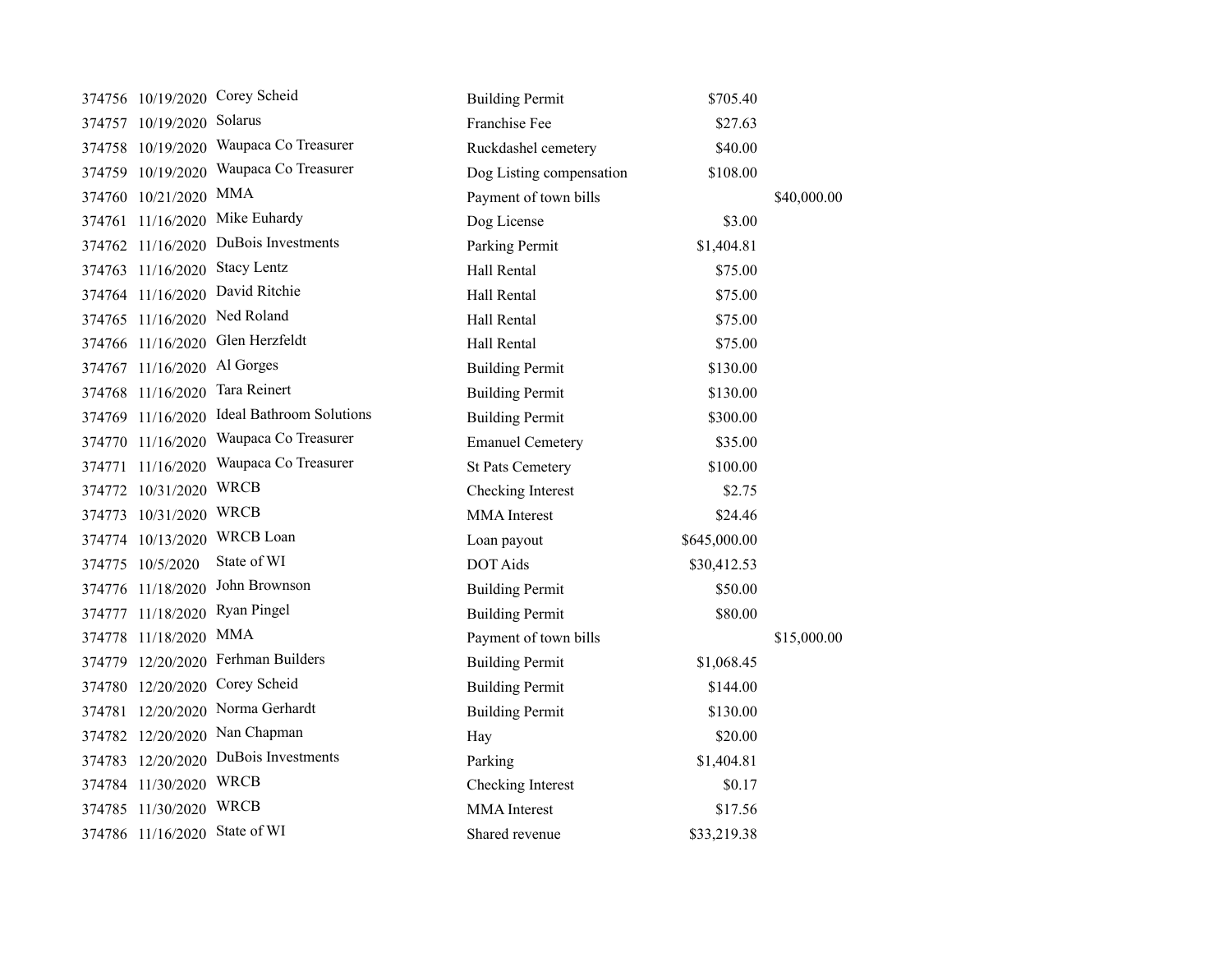| | | | | | |
|---|---|---|---|---|---|
| 374756 | 10/19/2020 | Corey Scheid | Building Permit | $705.40 | |
| 374757 | 10/19/2020 | Solarus | Franchise Fee | $27.63 | |
| 374758 | 10/19/2020 | Waupaca Co Treasurer | Ruckdashel cemetery | $40.00 | |
| 374759 | 10/19/2020 | Waupaca Co Treasurer | Dog Listing compensation | $108.00 | |
| 374760 | 10/21/2020 | MMA | Payment of town bills | | $40,000.00 |
| 374761 | 11/16/2020 | Mike Euhardy | Dog License | $3.00 | |
| 374762 | 11/16/2020 | DuBois Investments | Parking Permit | $1,404.81 | |
| 374763 | 11/16/2020 | Stacy Lentz | Hall Rental | $75.00 | |
| 374764 | 11/16/2020 | David Ritchie | Hall Rental | $75.00 | |
| 374765 | 11/16/2020 | Ned Roland | Hall Rental | $75.00 | |
| 374766 | 11/16/2020 | Glen Herzfeldt | Hall Rental | $75.00 | |
| 374767 | 11/16/2020 | Al Gorges | Building Permit | $130.00 | |
| 374768 | 11/16/2020 | Tara Reinert | Building Permit | $130.00 | |
| 374769 | 11/16/2020 | Ideal Bathroom Solutions | Building Permit | $300.00 | |
| 374770 | 11/16/2020 | Waupaca Co Treasurer | Emanuel Cemetery | $35.00 | |
| 374771 | 11/16/2020 | Waupaca Co Treasurer | St Pats Cemetery | $100.00 | |
| 374772 | 10/31/2020 | WRCB | Checking Interest | $2.75 | |
| 374773 | 10/31/2020 | WRCB | MMA Interest | $24.46 | |
| 374774 | 10/13/2020 | WRCB Loan | Loan payout | $645,000.00 | |
| 374775 | 10/5/2020 | State of WI | DOT Aids | $30,412.53 | |
| 374776 | 11/18/2020 | John Brownson | Building Permit | $50.00 | |
| 374777 | 11/18/2020 | Ryan Pingel | Building Permit | $80.00 | |
| 374778 | 11/18/2020 | MMA | Payment of town bills | | $15,000.00 |
| 374779 | 12/20/2020 | Ferhman Builders | Building Permit | $1,068.45 | |
| 374780 | 12/20/2020 | Corey Scheid | Building Permit | $144.00 | |
| 374781 | 12/20/2020 | Norma Gerhardt | Building Permit | $130.00 | |
| 374782 | 12/20/2020 | Nan Chapman | Hay | $20.00 | |
| 374783 | 12/20/2020 | DuBois Investments | Parking | $1,404.81 | |
| 374784 | 11/30/2020 | WRCB | Checking Interest | $0.17 | |
| 374785 | 11/30/2020 | WRCB | MMA Interest | $17.56 | |
| 374786 | 11/16/2020 | State of WI | Shared revenue | $33,219.38 | |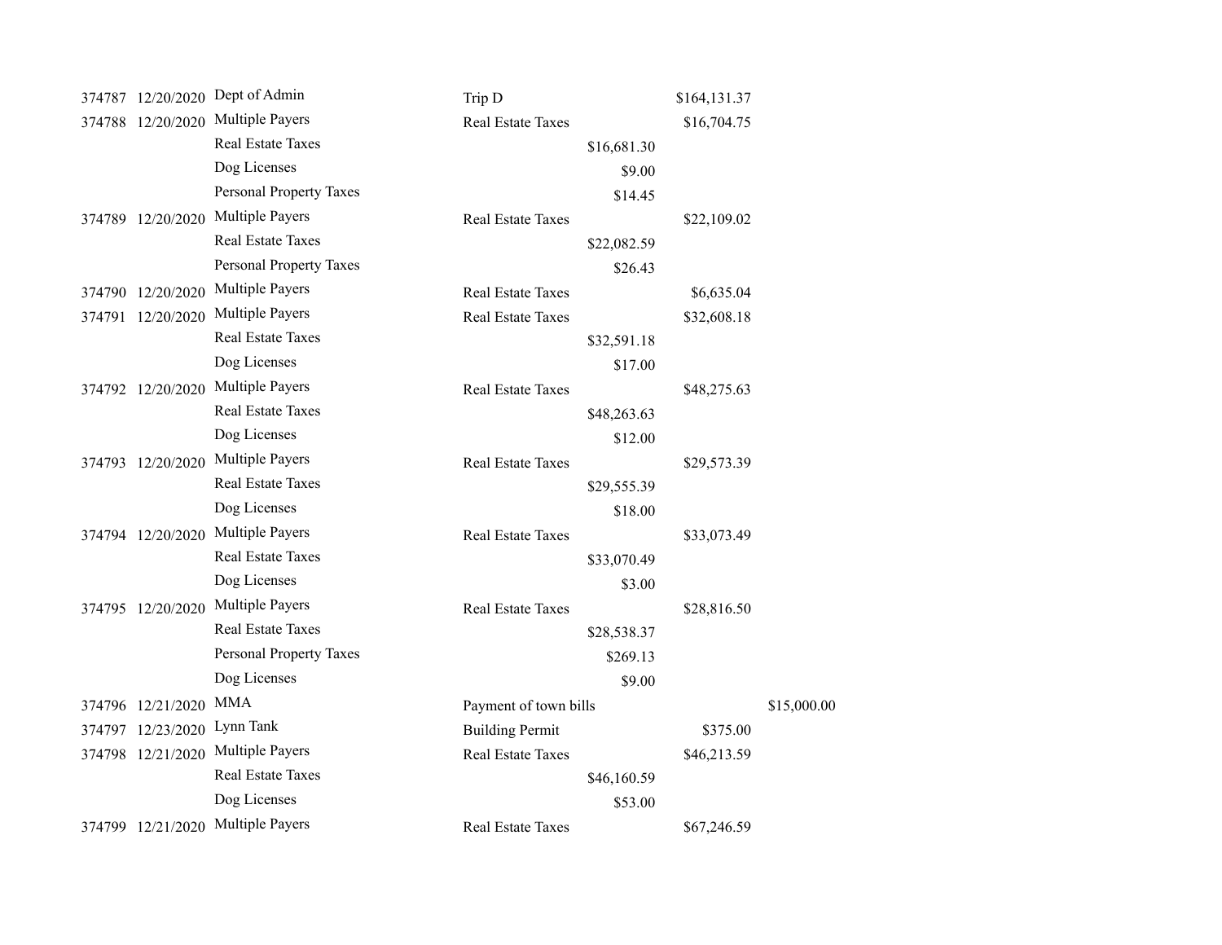| | | | | | | |
|---|---|---|---|---|---|---|
| 374787 | 12/20/2020 | Dept of Admin | Trip D | | $164,131.37 | |
| 374788 | 12/20/2020 | Multiple Payers | Real Estate Taxes | | $16,704.75 | |
| | | Real Estate Taxes | | $16,681.30 | | |
| | | Dog Licenses | | $9.00 | | |
| | | Personal Property Taxes | | $14.45 | | |
| 374789 | 12/20/2020 | Multiple Payers | Real Estate Taxes | | $22,109.02 | |
| | | Real Estate Taxes | | $22,082.59 | | |
| | | Personal Property Taxes | | $26.43 | | |
| 374790 | 12/20/2020 | Multiple Payers | Real Estate Taxes | | $6,635.04 | |
| 374791 | 12/20/2020 | Multiple Payers | Real Estate Taxes | | $32,608.18 | |
| | | Real Estate Taxes | | $32,591.18 | | |
| | | Dog Licenses | | $17.00 | | |
| 374792 | 12/20/2020 | Multiple Payers | Real Estate Taxes | | $48,275.63 | |
| | | Real Estate Taxes | | $48,263.63 | | |
| | | Dog Licenses | | $12.00 | | |
| 374793 | 12/20/2020 | Multiple Payers | Real Estate Taxes | | $29,573.39 | |
| | | Real Estate Taxes | | $29,555.39 | | |
| | | Dog Licenses | | $18.00 | | |
| 374794 | 12/20/2020 | Multiple Payers | Real Estate Taxes | | $33,073.49 | |
| | | Real Estate Taxes | | $33,070.49 | | |
| | | Dog Licenses | | $3.00 | | |
| 374795 | 12/20/2020 | Multiple Payers | Real Estate Taxes | | $28,816.50 | |
| | | Real Estate Taxes | | $28,538.37 | | |
| | | Personal Property Taxes | | $269.13 | | |
| | | Dog Licenses | | $9.00 | | |
| 374796 | 12/21/2020 | MMA | Payment of town bills | | | $15,000.00 |
| 374797 | 12/23/2020 | Lynn Tank | Building Permit | | $375.00 | |
| 374798 | 12/21/2020 | Multiple Payers | Real Estate Taxes | | $46,213.59 | |
| | | Real Estate Taxes | | $46,160.59 | | |
| | | Dog Licenses | | $53.00 | | |
| 374799 | 12/21/2020 | Multiple Payers | Real Estate Taxes | | $67,246.59 | |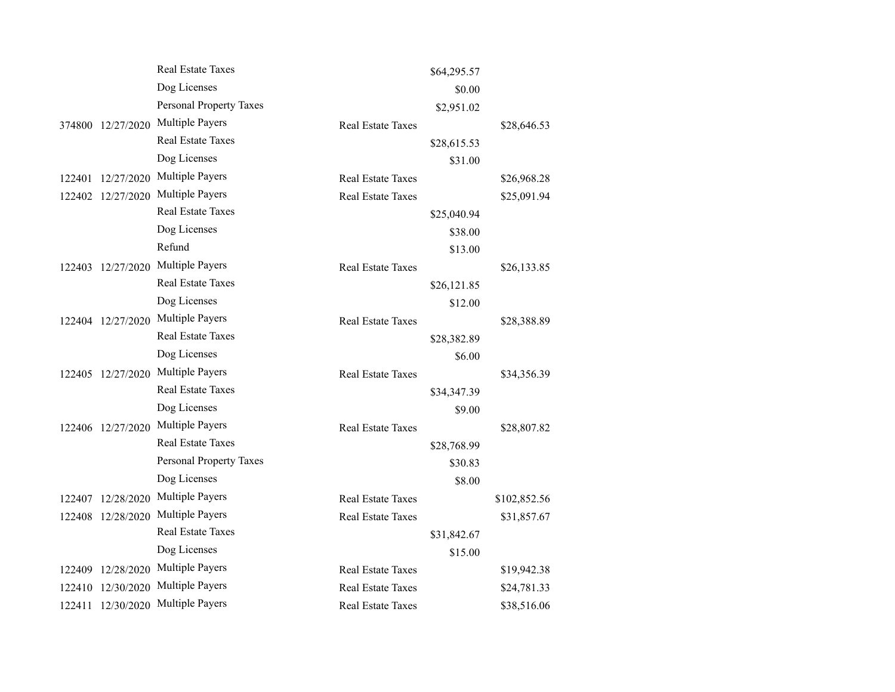| | | | | | |
|---|---|---|---|---|---|
| | | Real Estate Taxes | | $64,295.57 | |
| | | Dog Licenses | | $0.00 | |
| | | Personal Property Taxes | | $2,951.02 | |
| 374800 | 12/27/2020 | Multiple Payers | Real Estate Taxes | | $28,646.53 |
| | | Real Estate Taxes | | $28,615.53 | |
| | | Dog Licenses | | $31.00 | |
| 122401 | 12/27/2020 | Multiple Payers | Real Estate Taxes | | $26,968.28 |
| 122402 | 12/27/2020 | Multiple Payers | Real Estate Taxes | | $25,091.94 |
| | | Real Estate Taxes | | $25,040.94 | |
| | | Dog Licenses | | $38.00 | |
| | | Refund | | $13.00 | |
| 122403 | 12/27/2020 | Multiple Payers | Real Estate Taxes | | $26,133.85 |
| | | Real Estate Taxes | | $26,121.85 | |
| | | Dog Licenses | | $12.00 | |
| 122404 | 12/27/2020 | Multiple Payers | Real Estate Taxes | | $28,388.89 |
| | | Real Estate Taxes | | $28,382.89 | |
| | | Dog Licenses | | $6.00 | |
| 122405 | 12/27/2020 | Multiple Payers | Real Estate Taxes | | $34,356.39 |
| | | Real Estate Taxes | | $34,347.39 | |
| | | Dog Licenses | | $9.00 | |
| 122406 | 12/27/2020 | Multiple Payers | Real Estate Taxes | | $28,807.82 |
| | | Real Estate Taxes | | $28,768.99 | |
| | | Personal Property Taxes | | $30.83 | |
| | | Dog Licenses | | $8.00 | |
| 122407 | 12/28/2020 | Multiple Payers | Real Estate Taxes | | $102,852.56 |
| 122408 | 12/28/2020 | Multiple Payers | Real Estate Taxes | | $31,857.67 |
| | | Real Estate Taxes | | $31,842.67 | |
| | | Dog Licenses | | $15.00 | |
| 122409 | 12/28/2020 | Multiple Payers | Real Estate Taxes | | $19,942.38 |
| 122410 | 12/30/2020 | Multiple Payers | Real Estate Taxes | | $24,781.33 |
| 122411 | 12/30/2020 | Multiple Payers | Real Estate Taxes | | $38,516.06 |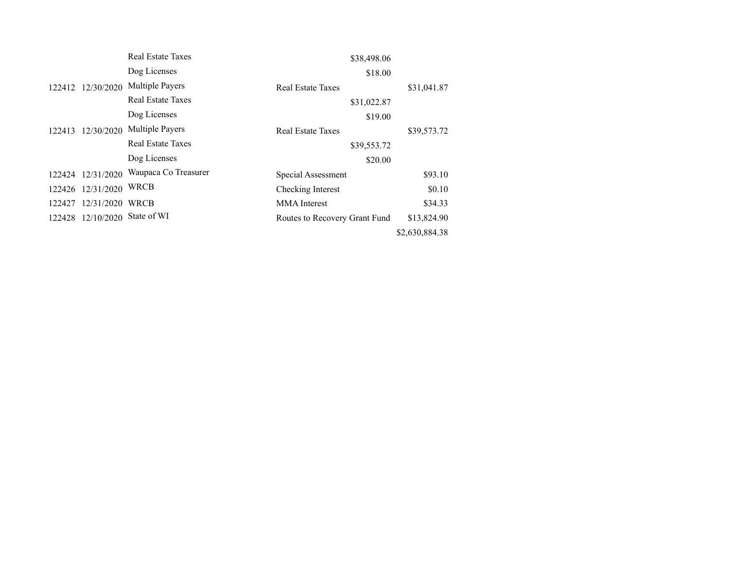| | | | | |
|---|---|---|---|---|
| | | Real Estate Taxes | $38,498.06 | |
| | | Dog Licenses | $18.00 | |
| 122412 | 12/30/2020 | Multiple Payers | Real Estate Taxes | $31,041.87 |
| | | Real Estate Taxes | $31,022.87 | |
| | | Dog Licenses | $19.00 | |
| 122413 | 12/30/2020 | Multiple Payers | Real Estate Taxes | $39,573.72 |
| | | Real Estate Taxes | $39,553.72 | |
| | | Dog Licenses | $20.00 | |
| 122424 | 12/31/2020 | Waupaca Co Treasurer | Special Assessment | $93.10 |
| 122426 | 12/31/2020 | WRCB | Checking Interest | $0.10 |
| 122427 | 12/31/2020 | WRCB | MMA Interest | $34.33 |
| 122428 | 12/10/2020 | State of WI | Routes to Recovery Grant Fund | $13,824.90 |
| | | | | $2,630,884.38 |